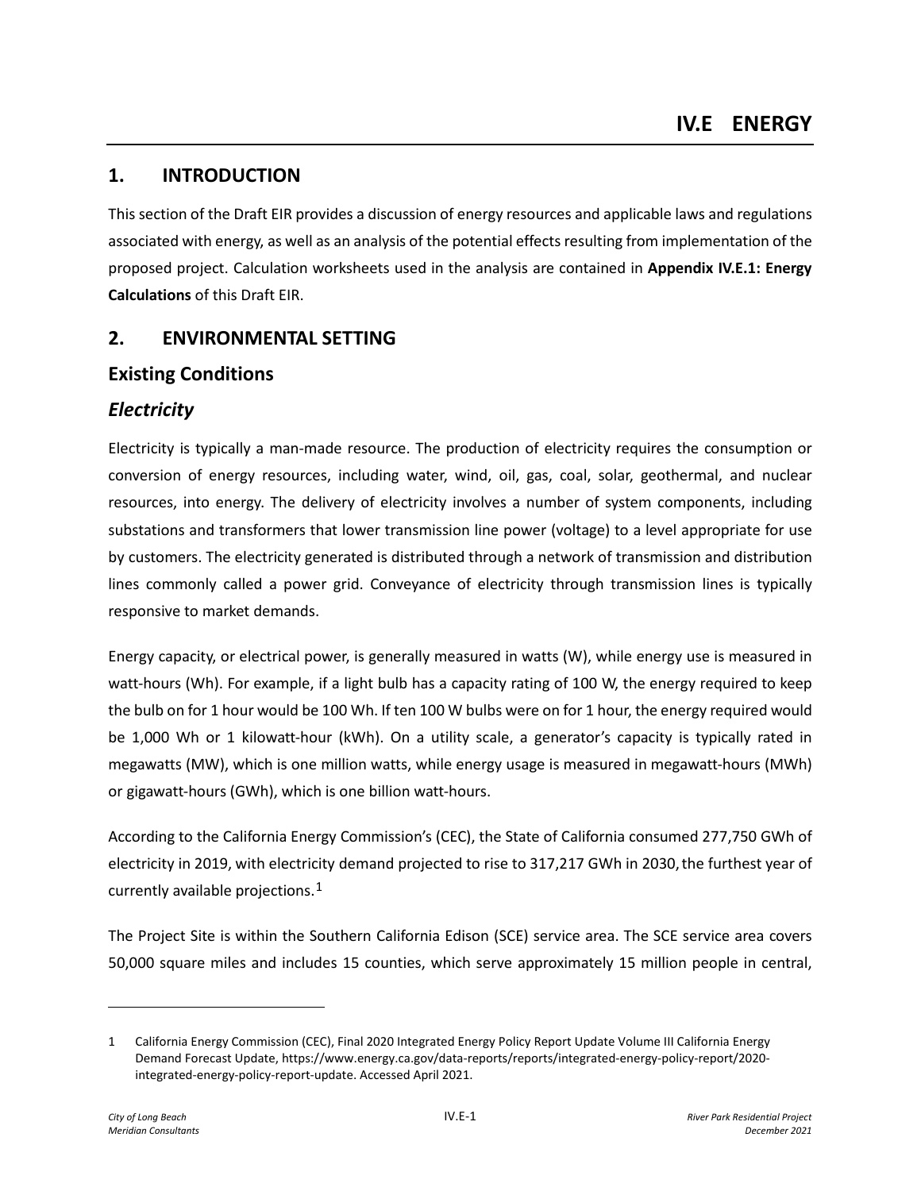# IV.E ENERGY

## 1. INTRODUCTION

This section of the Draft EIR provides a discussion of energy resources and applicable laws and regulations associated with energy, as well as an analysis of the potential effects resulting from implementation of the proposed project. Calculation worksheets used in the analysis are contained in **Appendix IV.E.1: Energy Calculations** of this Draft EIR.

## 2. ENVIRONMENTAL SETTING

### Existing Conditions

### *Electricity*

Electricity is typically a man-made resource. The production of electricity requires the consumption or conversion of energy resources, including water, wind, oil, gas, coal, solar, geothermal, and nuclear resources, into energy. The delivery of electricity involves a number of system components, including substations and transformers that lower transmission line power (voltage) to a level appropriate for use by customers. The electricity generated is distributed through a network of transmission and distribution lines commonly called a power grid. Conveyance of electricity through transmission lines is typically responsive to market demands.

Energy capacity, or electrical power, is generally measured in watts (W), while energy use is measured in watt-hours (Wh). For example, if a light bulb has a capacity rating of 100 W, the energy required to keep the bulb on for 1 hour would be 100 Wh. If ten 100 W bulbs were on for 1 hour, the energy required would be 1,000 Wh or 1 kilowatt-hour (kWh). On a utility scale, a generator's capacity is typically rated in megawatts (MW), which is one million watts, while energy usage is measured in megawatt-hours (MWh) or gigawatt-hours (GWh), which is one billion watt-hours.

According to the California Energy Commission's (CEC), the State of California consumed 277,750 GWh of electricity in 2019, with electricity demand projected to rise to 317,217 GWh in 2030, the furthest year of currently available projections.[1]

The Project Site is within the Southern California Edison (SCE) service area. The SCE service area covers 50,000 square miles and includes 15 counties, which serve approximately 15 million people in central,

---

1 California Energy Commission (CEC), Final 2020 Integrated Energy Policy Report Update Volume III California Energy Demand Forecast Update, https://www.energy.ca.gov/data-reports/reports/integrated-energy-policy-report/2020-integrated-energy-policy-report-update. Accessed April 2021.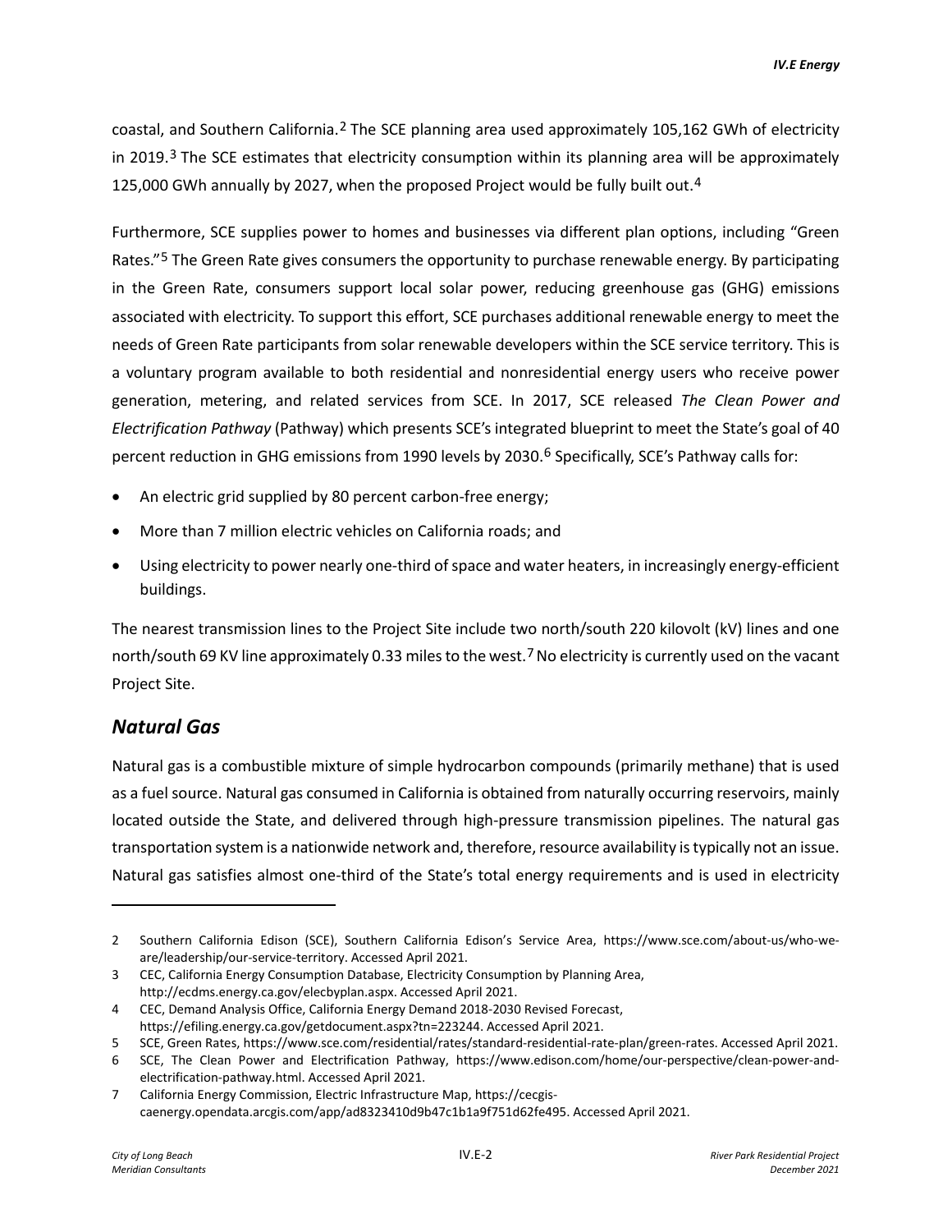coastal, and Southern California.[2] The SCE planning area used approximately 105,162 GWh of electricity in 2019.[3] The SCE estimates that electricity consumption within its planning area will be approximately 125,000 GWh annually by 2027, when the proposed Project would be fully built out.[4]

Furthermore, SCE supplies power to homes and businesses via different plan options, including "Green Rates."[5] The Green Rate gives consumers the opportunity to purchase renewable energy. By participating in the Green Rate, consumers support local solar power, reducing greenhouse gas (GHG) emissions associated with electricity. To support this effort, SCE purchases additional renewable energy to meet the needs of Green Rate participants from solar renewable developers within the SCE service territory. This is a voluntary program available to both residential and nonresidential energy users who receive power generation, metering, and related services from SCE. In 2017, SCE released *The Clean Power and Electrification Pathway* (Pathway) which presents SCE's integrated blueprint to meet the State's goal of 40 percent reduction in GHG emissions from 1990 levels by 2030.[6] Specifically, SCE's Pathway calls for:

- An electric grid supplied by 80 percent carbon-free energy;
- More than 7 million electric vehicles on California roads; and
- Using electricity to power nearly one-third of space and water heaters, in increasingly energy-efficient buildings.

The nearest transmission lines to the Project Site include two north/south 220 kilovolt (kV) lines and one north/south 69 KV line approximately 0.33 miles to the west.[7] No electricity is currently used on the vacant Project Site.

## *Natural Gas*

Natural gas is a combustible mixture of simple hydrocarbon compounds (primarily methane) that is used as a fuel source. Natural gas consumed in California is obtained from naturally occurring reservoirs, mainly located outside the State, and delivered through high-pressure transmission pipelines. The natural gas transportation system is a nationwide network and, therefore, resource availability is typically not an issue. Natural gas satisfies almost one-third of the State's total energy requirements and is used in electricity

---

2 Southern California Edison (SCE), Southern California Edison's Service Area, https://www.sce.com/about-us/who-we-are/leadership/our-service-territory. Accessed April 2021.

3 CEC, California Energy Consumption Database, Electricity Consumption by Planning Area, http://ecdms.energy.ca.gov/elecbyplan.aspx. Accessed April 2021.

4 CEC, Demand Analysis Office, California Energy Demand 2018-2030 Revised Forecast, https://efiling.energy.ca.gov/getdocument.aspx?tn=223244. Accessed April 2021.

5 SCE, Green Rates, https://www.sce.com/residential/rates/standard-residential-rate-plan/green-rates. Accessed April 2021.

6 SCE, The Clean Power and Electrification Pathway, https://www.edison.com/home/our-perspective/clean-power-and-electrification-pathway.html. Accessed April 2021.

7 California Energy Commission, Electric Infrastructure Map, https://cecgis-caenergy.opendata.arcgis.com/app/ad8323410d9b47c1b1a9f751d62fe495. Accessed April 2021.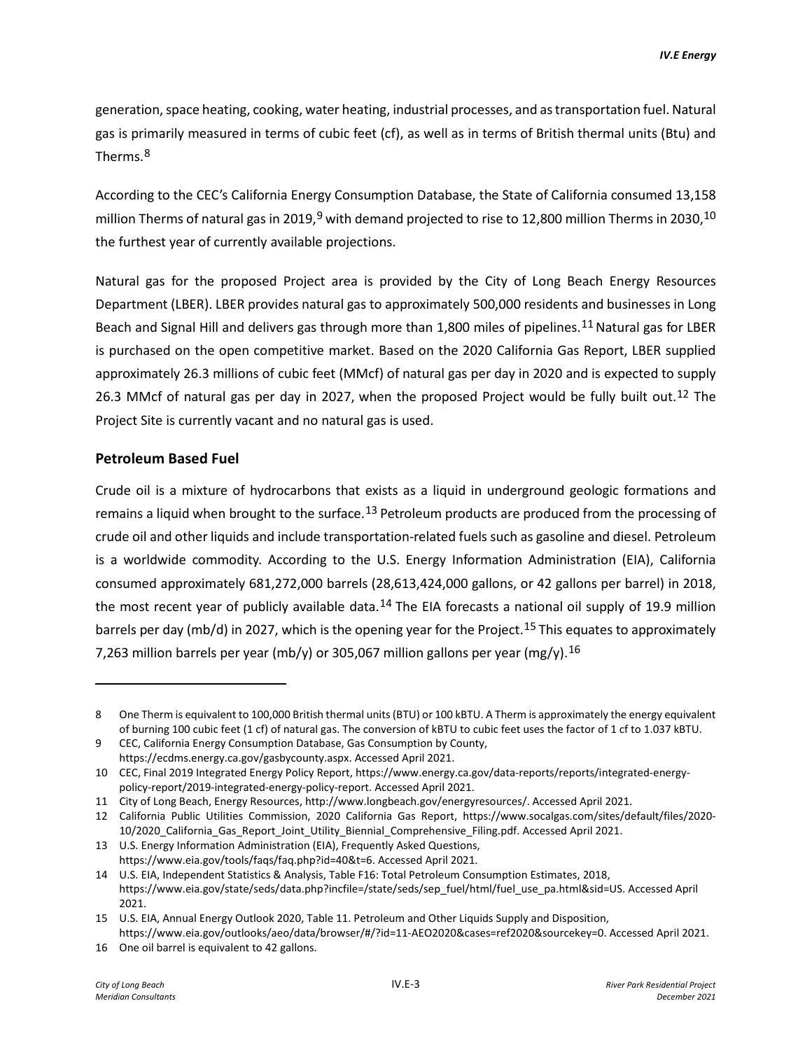generation, space heating, cooking, water heating, industrial processes, and as transportation fuel. Natural gas is primarily measured in terms of cubic feet (cf), as well as in terms of British thermal units (Btu) and Therms.[8]

According to the CEC's California Energy Consumption Database, the State of California consumed 13,158 million Therms of natural gas in 2019,[9] with demand projected to rise to 12,800 million Therms in 2030,[10] the furthest year of currently available projections.

Natural gas for the proposed Project area is provided by the City of Long Beach Energy Resources Department (LBER). LBER provides natural gas to approximately 500,000 residents and businesses in Long Beach and Signal Hill and delivers gas through more than 1,800 miles of pipelines.[11] Natural gas for LBER is purchased on the open competitive market. Based on the 2020 California Gas Report, LBER supplied approximately 26.3 millions of cubic feet (MMcf) of natural gas per day in 2020 and is expected to supply 26.3 MMcf of natural gas per day in 2027, when the proposed Project would be fully built out.[12] The Project Site is currently vacant and no natural gas is used.

## Petroleum Based Fuel

Crude oil is a mixture of hydrocarbons that exists as a liquid in underground geologic formations and remains a liquid when brought to the surface.[13] Petroleum products are produced from the processing of crude oil and other liquids and include transportation-related fuels such as gasoline and diesel. Petroleum is a worldwide commodity. According to the U.S. Energy Information Administration (EIA), California consumed approximately 681,272,000 barrels (28,613,424,000 gallons, or 42 gallons per barrel) in 2018, the most recent year of publicly available data.[14] The EIA forecasts a national oil supply of 19.9 million barrels per day (mb/d) in 2027, which is the opening year for the Project.[15] This equates to approximately 7,263 million barrels per year (mb/y) or 305,067 million gallons per year (mg/y).[16]

---

8 One Therm is equivalent to 100,000 British thermal units (BTU) or 100 kBTU. A Therm is approximately the energy equivalent of burning 100 cubic feet (1 cf) of natural gas. The conversion of kBTU to cubic feet uses the factor of 1 cf to 1.037 kBTU.

9 CEC, California Energy Consumption Database, Gas Consumption by County, https://ecdms.energy.ca.gov/gasbycounty.aspx. Accessed April 2021.

10 CEC, Final 2019 Integrated Energy Policy Report, https://www.energy.ca.gov/data-reports/reports/integrated-energy-policy-report/2019-integrated-energy-policy-report. Accessed April 2021.

11 City of Long Beach, Energy Resources, http://www.longbeach.gov/energyresources/. Accessed April 2021.

12 California Public Utilities Commission, 2020 California Gas Report, https://www.socalgas.com/sites/default/files/2020-10/2020_California_Gas_Report_Joint_Utility_Biennial_Comprehensive_Filing.pdf. Accessed April 2021.

13 U.S. Energy Information Administration (EIA), Frequently Asked Questions, https://www.eia.gov/tools/faqs/faq.php?id=40&t=6. Accessed April 2021.

14 U.S. EIA, Independent Statistics & Analysis, Table F16: Total Petroleum Consumption Estimates, 2018, https://www.eia.gov/state/seds/data.php?incfile=/state/seds/sep_fuel/html/fuel_use_pa.html&sid=US. Accessed April 2021.

15 U.S. EIA, Annual Energy Outlook 2020, Table 11. Petroleum and Other Liquids Supply and Disposition, https://www.eia.gov/outlooks/aeo/data/browser/#/?id=11-AEO2020&cases=ref2020&sourcekey=0. Accessed April 2021.

16 One oil barrel is equivalent to 42 gallons.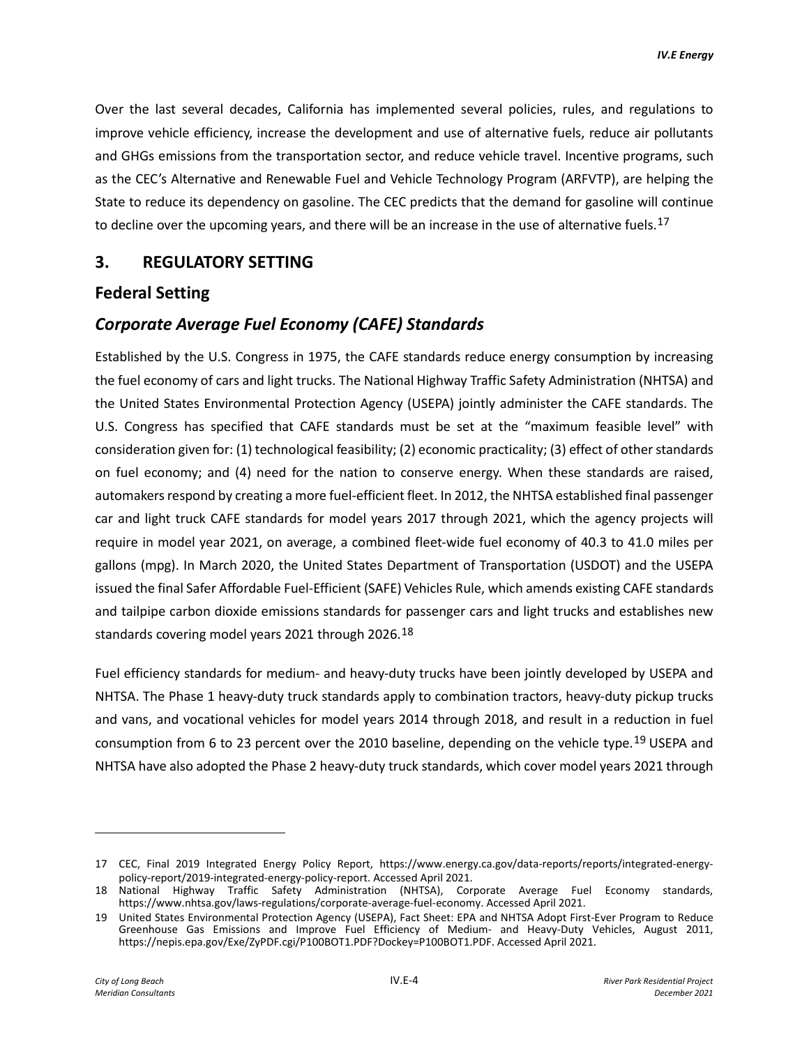Over the last several decades, California has implemented several policies, rules, and regulations to improve vehicle efficiency, increase the development and use of alternative fuels, reduce air pollutants and GHGs emissions from the transportation sector, and reduce vehicle travel. Incentive programs, such as the CEC's Alternative and Renewable Fuel and Vehicle Technology Program (ARFVTP), are helping the State to reduce its dependency on gasoline. The CEC predicts that the demand for gasoline will continue to decline over the upcoming years, and there will be an increase in the use of alternative fuels.[17]

## 3. REGULATORY SETTING

## Federal Setting

### *Corporate Average Fuel Economy (CAFE) Standards*

Established by the U.S. Congress in 1975, the CAFE standards reduce energy consumption by increasing the fuel economy of cars and light trucks. The National Highway Traffic Safety Administration (NHTSA) and the United States Environmental Protection Agency (USEPA) jointly administer the CAFE standards. The U.S. Congress has specified that CAFE standards must be set at the "maximum feasible level" with consideration given for: (1) technological feasibility; (2) economic practicality; (3) effect of other standards on fuel economy; and (4) need for the nation to conserve energy. When these standards are raised, automakers respond by creating a more fuel-efficient fleet. In 2012, the NHTSA established final passenger car and light truck CAFE standards for model years 2017 through 2021, which the agency projects will require in model year 2021, on average, a combined fleet-wide fuel economy of 40.3 to 41.0 miles per gallons (mpg). In March 2020, the United States Department of Transportation (USDOT) and the USEPA issued the final Safer Affordable Fuel-Efficient (SAFE) Vehicles Rule, which amends existing CAFE standards and tailpipe carbon dioxide emissions standards for passenger cars and light trucks and establishes new standards covering model years 2021 through 2026.[18]

Fuel efficiency standards for medium- and heavy-duty trucks have been jointly developed by USEPA and NHTSA. The Phase 1 heavy-duty truck standards apply to combination tractors, heavy-duty pickup trucks and vans, and vocational vehicles for model years 2014 through 2018, and result in a reduction in fuel consumption from 6 to 23 percent over the 2010 baseline, depending on the vehicle type.[19] USEPA and NHTSA have also adopted the Phase 2 heavy-duty truck standards, which cover model years 2021 through

---

17 CEC, Final 2019 Integrated Energy Policy Report, https://www.energy.ca.gov/data-reports/reports/integrated-energy-policy-report/2019-integrated-energy-policy-report. Accessed April 2021.

18 National Highway Traffic Safety Administration (NHTSA), Corporate Average Fuel Economy standards, https://www.nhtsa.gov/laws-regulations/corporate-average-fuel-economy. Accessed April 2021.

19 United States Environmental Protection Agency (USEPA), Fact Sheet: EPA and NHTSA Adopt First-Ever Program to Reduce Greenhouse Gas Emissions and Improve Fuel Efficiency of Medium- and Heavy-Duty Vehicles, August 2011, https://nepis.epa.gov/Exe/ZyPDF.cgi/P100BOT1.PDF?Dockey=P100BOT1.PDF. Accessed April 2021.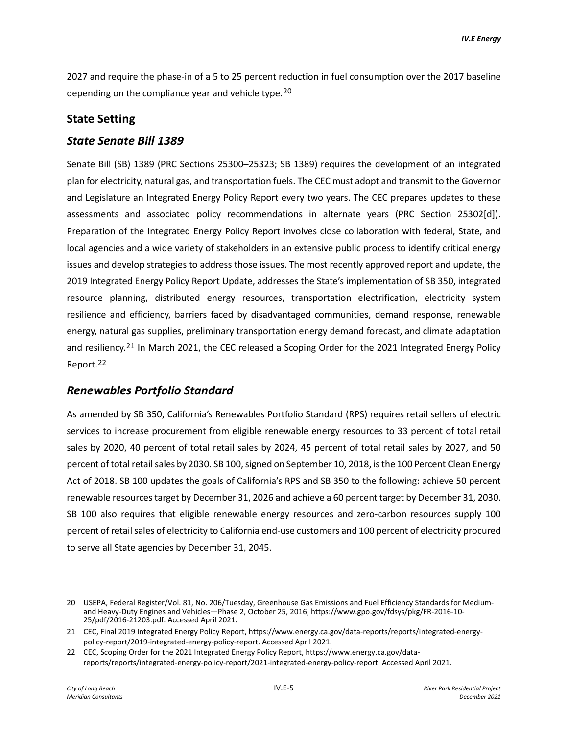2027 and require the phase-in of a 5 to 25 percent reduction in fuel consumption over the 2017 baseline depending on the compliance year and vehicle type.[20]

## State Setting

### *State Senate Bill 1389*

Senate Bill (SB) 1389 (PRC Sections 25300–25323; SB 1389) requires the development of an integrated plan for electricity, natural gas, and transportation fuels. The CEC must adopt and transmit to the Governor and Legislature an Integrated Energy Policy Report every two years. The CEC prepares updates to these assessments and associated policy recommendations in alternate years (PRC Section 25302[d]). Preparation of the Integrated Energy Policy Report involves close collaboration with federal, State, and local agencies and a wide variety of stakeholders in an extensive public process to identify critical energy issues and develop strategies to address those issues. The most recently approved report and update, the 2019 Integrated Energy Policy Report Update, addresses the State's implementation of SB 350, integrated resource planning, distributed energy resources, transportation electrification, electricity system resilience and efficiency, barriers faced by disadvantaged communities, demand response, renewable energy, natural gas supplies, preliminary transportation energy demand forecast, and climate adaptation and resiliency.[21] In March 2021, the CEC released a Scoping Order for the 2021 Integrated Energy Policy Report.[22]

### *Renewables Portfolio Standard*

As amended by SB 350, California's Renewables Portfolio Standard (RPS) requires retail sellers of electric services to increase procurement from eligible renewable energy resources to 33 percent of total retail sales by 2020, 40 percent of total retail sales by 2024, 45 percent of total retail sales by 2027, and 50 percent of total retail sales by 2030. SB 100, signed on September 10, 2018, is the 100 Percent Clean Energy Act of 2018. SB 100 updates the goals of California's RPS and SB 350 to the following: achieve 50 percent renewable resources target by December 31, 2026 and achieve a 60 percent target by December 31, 2030. SB 100 also requires that eligible renewable energy resources and zero-carbon resources supply 100 percent of retail sales of electricity to California end-use customers and 100 percent of electricity procured to serve all State agencies by December 31, 2045.

---

20 USEPA, Federal Register/Vol. 81, No. 206/Tuesday, Greenhouse Gas Emissions and Fuel Efficiency Standards for Medium- and Heavy-Duty Engines and Vehicles—Phase 2, October 25, 2016, https://www.gpo.gov/fdsys/pkg/FR-2016-10-25/pdf/2016-21203.pdf. Accessed April 2021.

21 CEC, Final 2019 Integrated Energy Policy Report, https://www.energy.ca.gov/data-reports/reports/integrated-energy-policy-report/2019-integrated-energy-policy-report. Accessed April 2021.

22 CEC, Scoping Order for the 2021 Integrated Energy Policy Report, https://www.energy.ca.gov/data-reports/reports/integrated-energy-policy-report/2021-integrated-energy-policy-report. Accessed April 2021.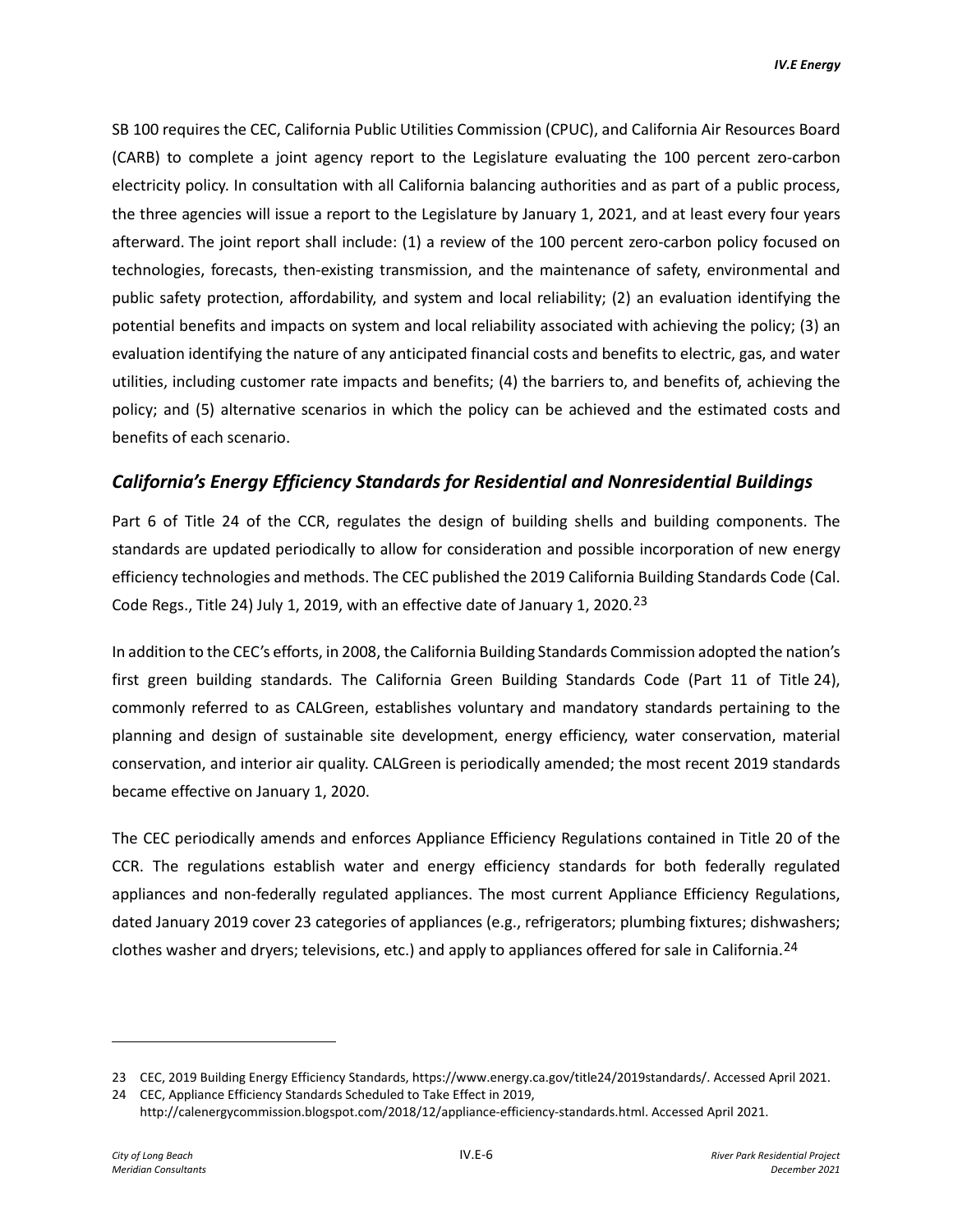SB 100 requires the CEC, California Public Utilities Commission (CPUC), and California Air Resources Board (CARB) to complete a joint agency report to the Legislature evaluating the 100 percent zero-carbon electricity policy. In consultation with all California balancing authorities and as part of a public process, the three agencies will issue a report to the Legislature by January 1, 2021, and at least every four years afterward. The joint report shall include: (1) a review of the 100 percent zero-carbon policy focused on technologies, forecasts, then-existing transmission, and the maintenance of safety, environmental and public safety protection, affordability, and system and local reliability; (2) an evaluation identifying the potential benefits and impacts on system and local reliability associated with achieving the policy; (3) an evaluation identifying the nature of any anticipated financial costs and benefits to electric, gas, and water utilities, including customer rate impacts and benefits; (4) the barriers to, and benefits of, achieving the policy; and (5) alternative scenarios in which the policy can be achieved and the estimated costs and benefits of each scenario.

### *California's Energy Efficiency Standards for Residential and Nonresidential Buildings*

Part 6 of Title 24 of the CCR, regulates the design of building shells and building components. The standards are updated periodically to allow for consideration and possible incorporation of new energy efficiency technologies and methods. The CEC published the 2019 California Building Standards Code (Cal. Code Regs., Title 24) July 1, 2019, with an effective date of January 1, 2020.[23]

In addition to the CEC's efforts, in 2008, the California Building Standards Commission adopted the nation's first green building standards. The California Green Building Standards Code (Part 11 of Title 24), commonly referred to as CALGreen, establishes voluntary and mandatory standards pertaining to the planning and design of sustainable site development, energy efficiency, water conservation, material conservation, and interior air quality. CALGreen is periodically amended; the most recent 2019 standards became effective on January 1, 2020.

The CEC periodically amends and enforces Appliance Efficiency Regulations contained in Title 20 of the CCR. The regulations establish water and energy efficiency standards for both federally regulated appliances and non-federally regulated appliances. The most current Appliance Efficiency Regulations, dated January 2019 cover 23 categories of appliances (e.g., refrigerators; plumbing fixtures; dishwashers; clothes washer and dryers; televisions, etc.) and apply to appliances offered for sale in California.[24]

---

23 CEC, 2019 Building Energy Efficiency Standards, https://www.energy.ca.gov/title24/2019standards/. Accessed April 2021.

24 CEC, Appliance Efficiency Standards Scheduled to Take Effect in 2019, http://calenergycommission.blogspot.com/2018/12/appliance-efficiency-standards.html. Accessed April 2021.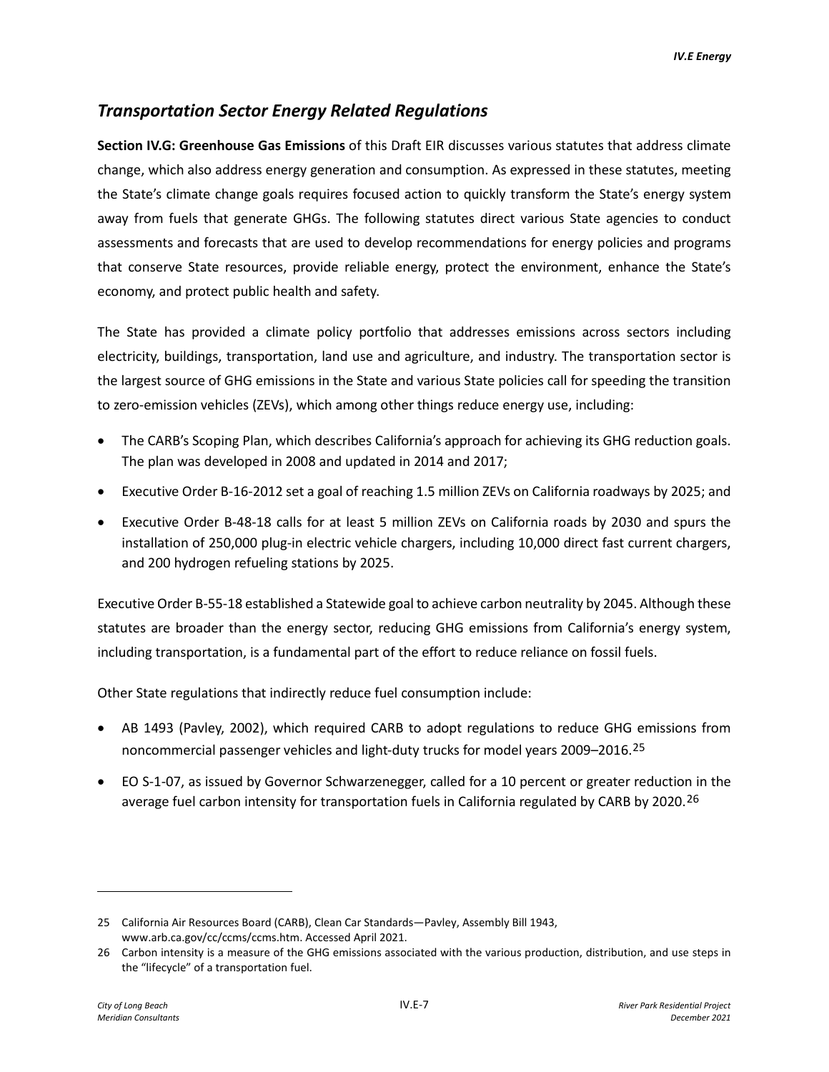## *Transportation Sector Energy Related Regulations*

**Section IV.G: Greenhouse Gas Emissions** of this Draft EIR discusses various statutes that address climate change, which also address energy generation and consumption. As expressed in these statutes, meeting the State's climate change goals requires focused action to quickly transform the State's energy system away from fuels that generate GHGs. The following statutes direct various State agencies to conduct assessments and forecasts that are used to develop recommendations for energy policies and programs that conserve State resources, provide reliable energy, protect the environment, enhance the State's economy, and protect public health and safety.

The State has provided a climate policy portfolio that addresses emissions across sectors including electricity, buildings, transportation, land use and agriculture, and industry. The transportation sector is the largest source of GHG emissions in the State and various State policies call for speeding the transition to zero-emission vehicles (ZEVs), which among other things reduce energy use, including:

- The CARB's Scoping Plan, which describes California's approach for achieving its GHG reduction goals. The plan was developed in 2008 and updated in 2014 and 2017;
- Executive Order B-16-2012 set a goal of reaching 1.5 million ZEVs on California roadways by 2025; and
- Executive Order B-48-18 calls for at least 5 million ZEVs on California roads by 2030 and spurs the installation of 250,000 plug-in electric vehicle chargers, including 10,000 direct fast current chargers, and 200 hydrogen refueling stations by 2025.

Executive Order B-55-18 established a Statewide goal to achieve carbon neutrality by 2045. Although these statutes are broader than the energy sector, reducing GHG emissions from California's energy system, including transportation, is a fundamental part of the effort to reduce reliance on fossil fuels.

Other State regulations that indirectly reduce fuel consumption include:

- AB 1493 (Pavley, 2002), which required CARB to adopt regulations to reduce GHG emissions from noncommercial passenger vehicles and light-duty trucks for model years 2009–2016.[25]
- EO S-1-07, as issued by Governor Schwarzenegger, called for a 10 percent or greater reduction in the average fuel carbon intensity for transportation fuels in California regulated by CARB by 2020.[26]

---

25 California Air Resources Board (CARB), Clean Car Standards—Pavley, Assembly Bill 1943, www.arb.ca.gov/cc/ccms/ccms.htm. Accessed April 2021.

26 Carbon intensity is a measure of the GHG emissions associated with the various production, distribution, and use steps in the "lifecycle" of a transportation fuel.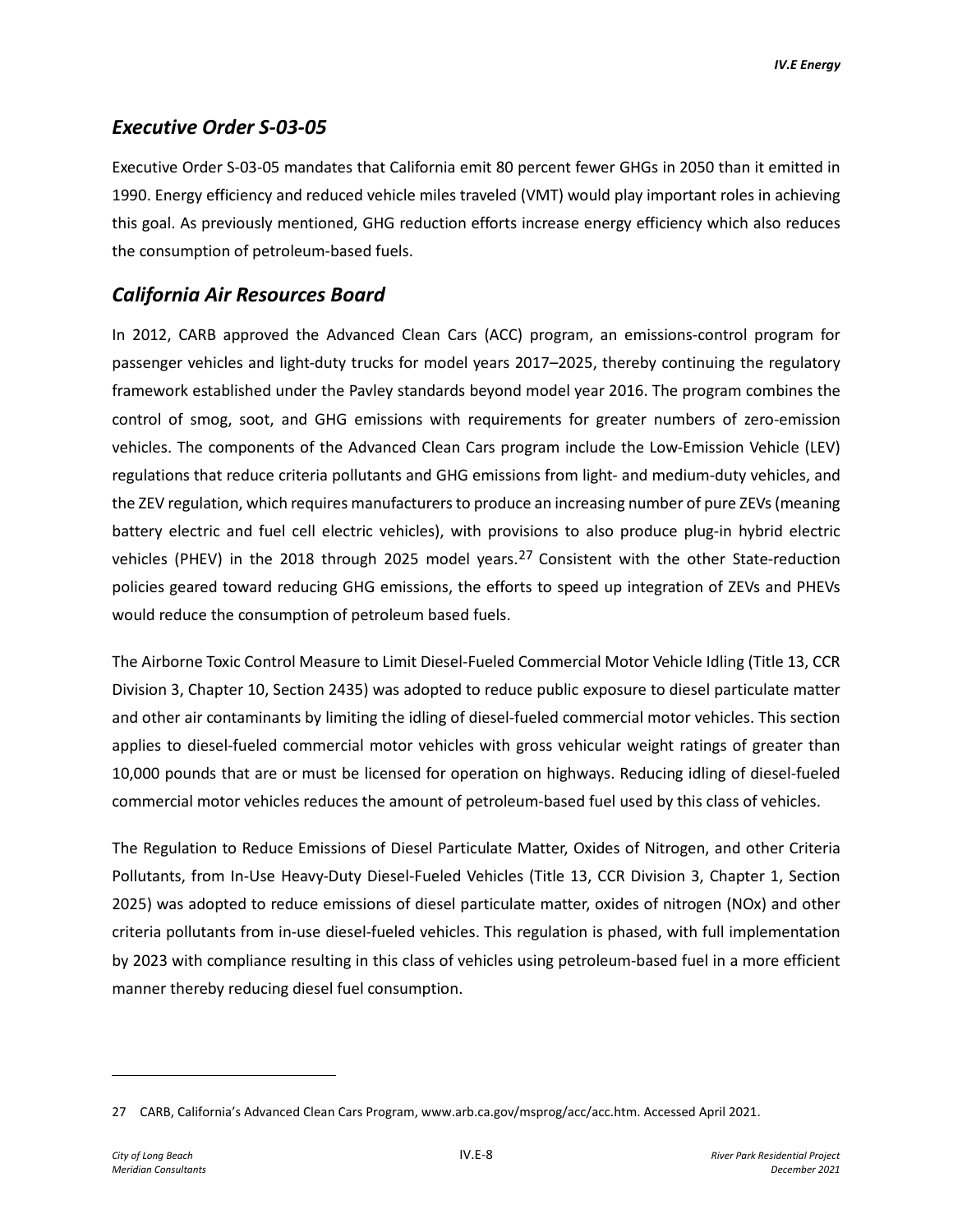## *Executive Order S-03-05*

Executive Order S-03-05 mandates that California emit 80 percent fewer GHGs in 2050 than it emitted in 1990. Energy efficiency and reduced vehicle miles traveled (VMT) would play important roles in achieving this goal. As previously mentioned, GHG reduction efforts increase energy efficiency which also reduces the consumption of petroleum-based fuels.

## *California Air Resources Board*

In 2012, CARB approved the Advanced Clean Cars (ACC) program, an emissions-control program for passenger vehicles and light-duty trucks for model years 2017–2025, thereby continuing the regulatory framework established under the Pavley standards beyond model year 2016. The program combines the control of smog, soot, and GHG emissions with requirements for greater numbers of zero-emission vehicles. The components of the Advanced Clean Cars program include the Low-Emission Vehicle (LEV) regulations that reduce criteria pollutants and GHG emissions from light- and medium-duty vehicles, and the ZEV regulation, which requires manufacturers to produce an increasing number of pure ZEVs (meaning battery electric and fuel cell electric vehicles), with provisions to also produce plug-in hybrid electric vehicles (PHEV) in the 2018 through 2025 model years.[27] Consistent with the other State-reduction policies geared toward reducing GHG emissions, the efforts to speed up integration of ZEVs and PHEVs would reduce the consumption of petroleum based fuels.

The Airborne Toxic Control Measure to Limit Diesel-Fueled Commercial Motor Vehicle Idling (Title 13, CCR Division 3, Chapter 10, Section 2435) was adopted to reduce public exposure to diesel particulate matter and other air contaminants by limiting the idling of diesel-fueled commercial motor vehicles. This section applies to diesel-fueled commercial motor vehicles with gross vehicular weight ratings of greater than 10,000 pounds that are or must be licensed for operation on highways. Reducing idling of diesel-fueled commercial motor vehicles reduces the amount of petroleum-based fuel used by this class of vehicles.

The Regulation to Reduce Emissions of Diesel Particulate Matter, Oxides of Nitrogen, and other Criteria Pollutants, from In-Use Heavy-Duty Diesel-Fueled Vehicles (Title 13, CCR Division 3, Chapter 1, Section 2025) was adopted to reduce emissions of diesel particulate matter, oxides of nitrogen (NOx) and other criteria pollutants from in-use diesel-fueled vehicles. This regulation is phased, with full implementation by 2023 with compliance resulting in this class of vehicles using petroleum-based fuel in a more efficient manner thereby reducing diesel fuel consumption.

---

27 CARB, California's Advanced Clean Cars Program, www.arb.ca.gov/msprog/acc/acc.htm. Accessed April 2021.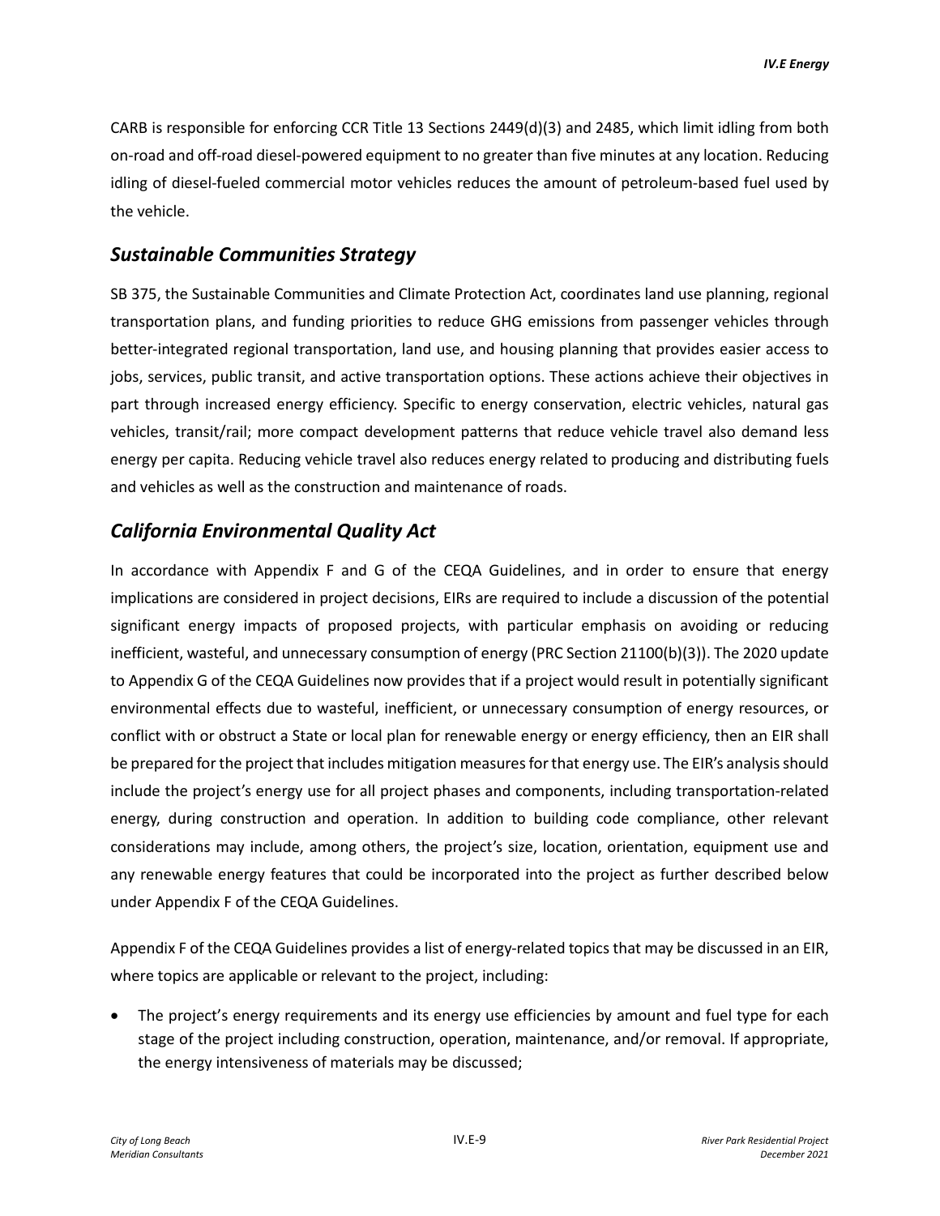CARB is responsible for enforcing CCR Title 13 Sections 2449(d)(3) and 2485, which limit idling from both on-road and off-road diesel-powered equipment to no greater than five minutes at any location. Reducing idling of diesel-fueled commercial motor vehicles reduces the amount of petroleum-based fuel used by the vehicle.

## *Sustainable Communities Strategy*

SB 375, the Sustainable Communities and Climate Protection Act, coordinates land use planning, regional transportation plans, and funding priorities to reduce GHG emissions from passenger vehicles through better-integrated regional transportation, land use, and housing planning that provides easier access to jobs, services, public transit, and active transportation options. These actions achieve their objectives in part through increased energy efficiency. Specific to energy conservation, electric vehicles, natural gas vehicles, transit/rail; more compact development patterns that reduce vehicle travel also demand less energy per capita. Reducing vehicle travel also reduces energy related to producing and distributing fuels and vehicles as well as the construction and maintenance of roads.

## *California Environmental Quality Act*

In accordance with Appendix F and G of the CEQA Guidelines, and in order to ensure that energy implications are considered in project decisions, EIRs are required to include a discussion of the potential significant energy impacts of proposed projects, with particular emphasis on avoiding or reducing inefficient, wasteful, and unnecessary consumption of energy (PRC Section 21100(b)(3)). The 2020 update to Appendix G of the CEQA Guidelines now provides that if a project would result in potentially significant environmental effects due to wasteful, inefficient, or unnecessary consumption of energy resources, or conflict with or obstruct a State or local plan for renewable energy or energy efficiency, then an EIR shall be prepared for the project that includes mitigation measures for that energy use. The EIR's analysis should include the project's energy use for all project phases and components, including transportation-related energy, during construction and operation. In addition to building code compliance, other relevant considerations may include, among others, the project's size, location, orientation, equipment use and any renewable energy features that could be incorporated into the project as further described below under Appendix F of the CEQA Guidelines.

Appendix F of the CEQA Guidelines provides a list of energy-related topics that may be discussed in an EIR, where topics are applicable or relevant to the project, including:

- The project's energy requirements and its energy use efficiencies by amount and fuel type for each stage of the project including construction, operation, maintenance, and/or removal. If appropriate, the energy intensiveness of materials may be discussed;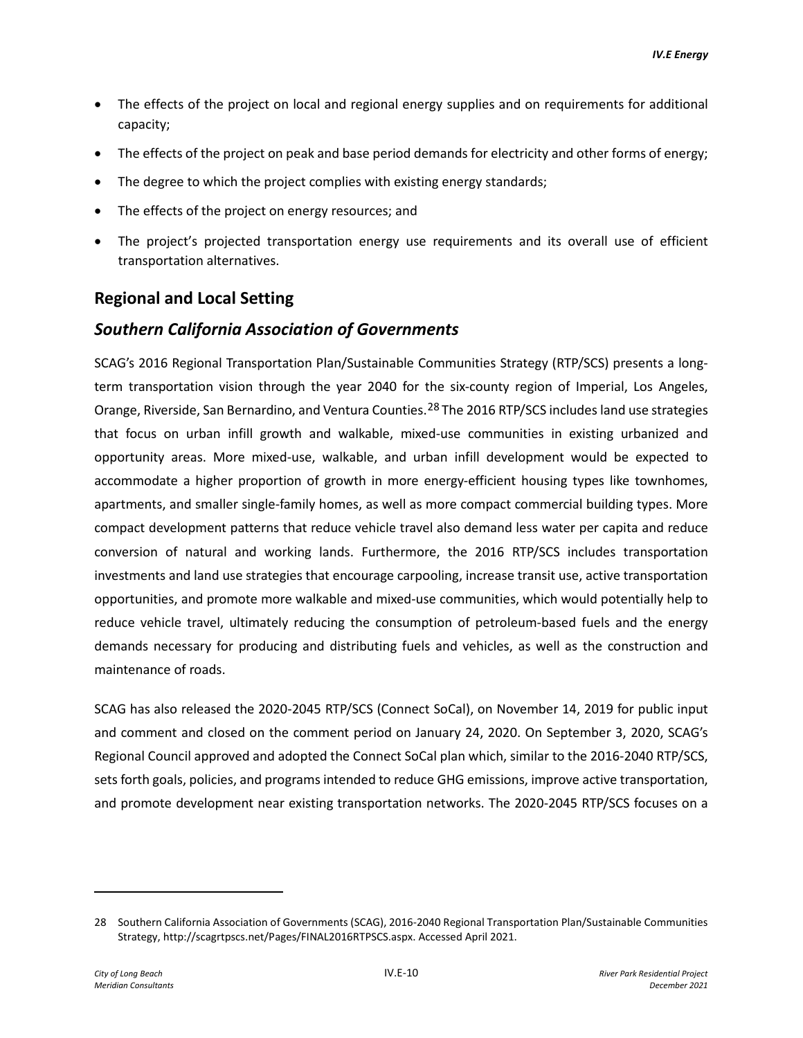- The effects of the project on local and regional energy supplies and on requirements for additional capacity;
- The effects of the project on peak and base period demands for electricity and other forms of energy;
- The degree to which the project complies with existing energy standards;
- The effects of the project on energy resources; and
- The project's projected transportation energy use requirements and its overall use of efficient transportation alternatives.

## Regional and Local Setting

### *Southern California Association of Governments*

SCAG's 2016 Regional Transportation Plan/Sustainable Communities Strategy (RTP/SCS) presents a long-term transportation vision through the year 2040 for the six-county region of Imperial, Los Angeles, Orange, Riverside, San Bernardino, and Ventura Counties.[28] The 2016 RTP/SCS includes land use strategies that focus on urban infill growth and walkable, mixed-use communities in existing urbanized and opportunity areas. More mixed-use, walkable, and urban infill development would be expected to accommodate a higher proportion of growth in more energy-efficient housing types like townhomes, apartments, and smaller single-family homes, as well as more compact commercial building types. More compact development patterns that reduce vehicle travel also demand less water per capita and reduce conversion of natural and working lands. Furthermore, the 2016 RTP/SCS includes transportation investments and land use strategies that encourage carpooling, increase transit use, active transportation opportunities, and promote more walkable and mixed-use communities, which would potentially help to reduce vehicle travel, ultimately reducing the consumption of petroleum-based fuels and the energy demands necessary for producing and distributing fuels and vehicles, as well as the construction and maintenance of roads.

SCAG has also released the 2020-2045 RTP/SCS (Connect SoCal), on November 14, 2019 for public input and comment and closed on the comment period on January 24, 2020. On September 3, 2020, SCAG's Regional Council approved and adopted the Connect SoCal plan which, similar to the 2016-2040 RTP/SCS, sets forth goals, policies, and programs intended to reduce GHG emissions, improve active transportation, and promote development near existing transportation networks. The 2020-2045 RTP/SCS focuses on a

---

28 Southern California Association of Governments (SCAG), 2016-2040 Regional Transportation Plan/Sustainable Communities Strategy, http://scagrtpscs.net/Pages/FINAL2016RTPSCS.aspx. Accessed April 2021.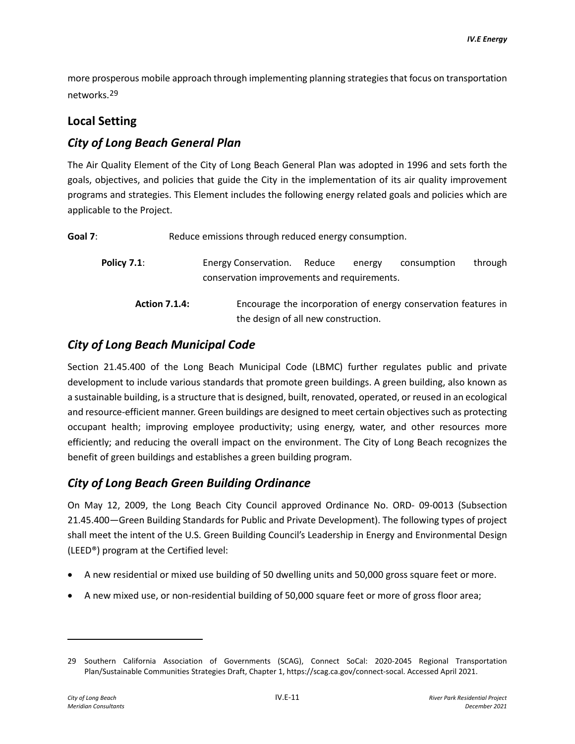more prosperous mobile approach through implementing planning strategies that focus on transportation networks.[29]

## Local Setting

### *City of Long Beach General Plan*

The Air Quality Element of the City of Long Beach General Plan was adopted in 1996 and sets forth the goals, objectives, and policies that guide the City in the implementation of its air quality improvement programs and strategies. This Element includes the following energy related goals and policies which are applicable to the Project.

**Goal 7**: Reduce emissions through reduced energy consumption.

**Policy 7.1**: Energy Conservation. Reduce energy consumption through conservation improvements and requirements.

**Action 7.1.4:** Encourage the incorporation of energy conservation features in the design of all new construction.

### *City of Long Beach Municipal Code*

Section 21.45.400 of the Long Beach Municipal Code (LBMC) further regulates public and private development to include various standards that promote green buildings. A green building, also known as a sustainable building, is a structure that is designed, built, renovated, operated, or reused in an ecological and resource-efficient manner. Green buildings are designed to meet certain objectives such as protecting occupant health; improving employee productivity; using energy, water, and other resources more efficiently; and reducing the overall impact on the environment. The City of Long Beach recognizes the benefit of green buildings and establishes a green building program.

### *City of Long Beach Green Building Ordinance*

On May 12, 2009, the Long Beach City Council approved Ordinance No. ORD- 09-0013 (Subsection 21.45.400—Green Building Standards for Public and Private Development). The following types of project shall meet the intent of the U.S. Green Building Council's Leadership in Energy and Environmental Design (LEED®) program at the Certified level:

- A new residential or mixed use building of 50 dwelling units and 50,000 gross square feet or more.
- A new mixed use, or non-residential building of 50,000 square feet or more of gross floor area;

---

29 Southern California Association of Governments (SCAG), Connect SoCal: 2020-2045 Regional Transportation Plan/Sustainable Communities Strategies Draft, Chapter 1, https://scag.ca.gov/connect-socal. Accessed April 2021.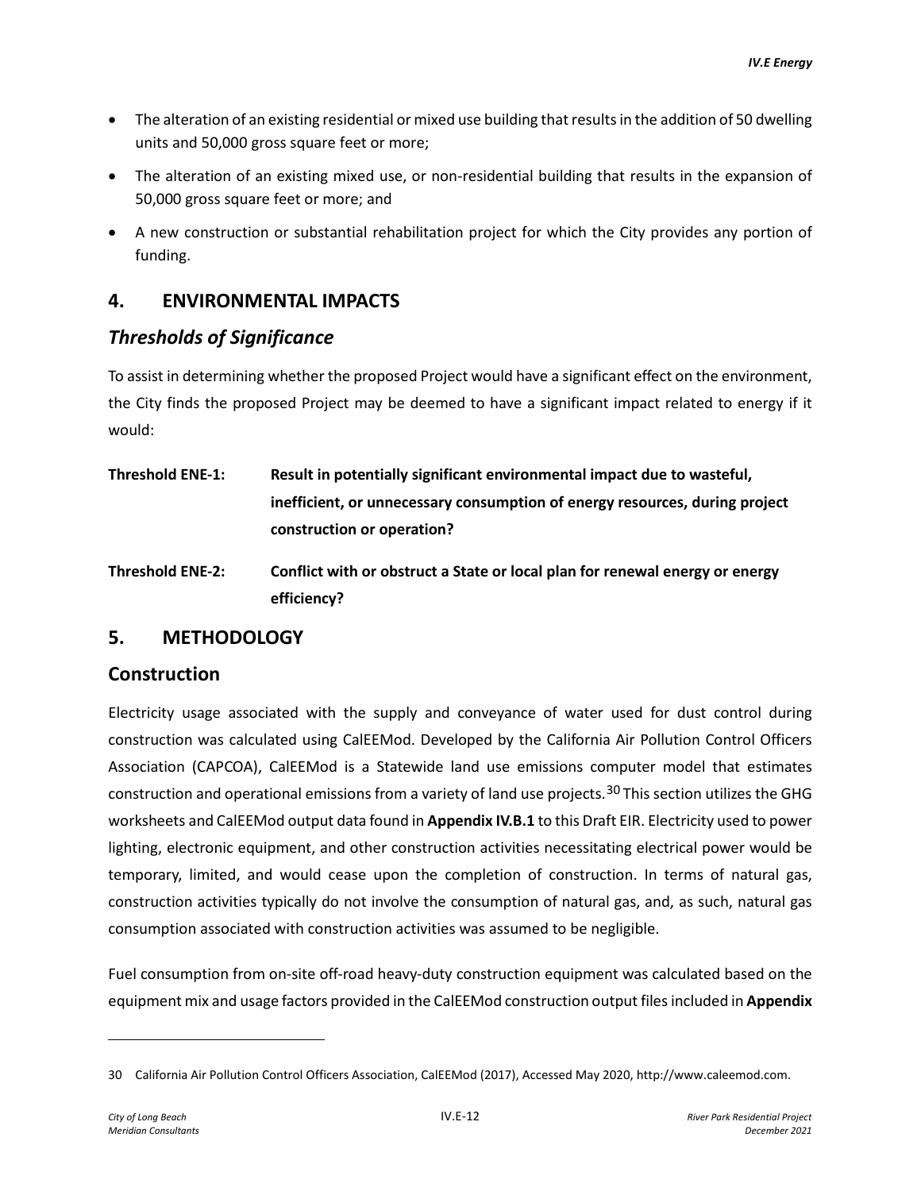- The alteration of an existing residential or mixed use building that results in the addition of 50 dwelling units and 50,000 gross square feet or more;
- The alteration of an existing mixed use, or non-residential building that results in the expansion of 50,000 gross square feet or more; and
- A new construction or substantial rehabilitation project for which the City provides any portion of funding.

## 4. ENVIRONMENTAL IMPACTS

### *Thresholds of Significance*

To assist in determining whether the proposed Project would have a significant effect on the environment, the City finds the proposed Project may be deemed to have a significant impact related to energy if it would:

**Threshold ENE-1:** **Result in potentially significant environmental impact due to wasteful, inefficient, or unnecessary consumption of energy resources, during project construction or operation?**

**Threshold ENE-2:** **Conflict with or obstruct a State or local plan for renewal energy or energy efficiency?**

## 5. METHODOLOGY

### Construction

Electricity usage associated with the supply and conveyance of water used for dust control during construction was calculated using CalEEMod. Developed by the California Air Pollution Control Officers Association (CAPCOA), CalEEMod is a Statewide land use emissions computer model that estimates construction and operational emissions from a variety of land use projects.[30] This section utilizes the GHG worksheets and CalEEMod output data found in **Appendix IV.B.1** to this Draft EIR. Electricity used to power lighting, electronic equipment, and other construction activities necessitating electrical power would be temporary, limited, and would cease upon the completion of construction. In terms of natural gas, construction activities typically do not involve the consumption of natural gas, and, as such, natural gas consumption associated with construction activities was assumed to be negligible.

Fuel consumption from on-site off-road heavy-duty construction equipment was calculated based on the equipment mix and usage factors provided in the CalEEMod construction output files included in **Appendix**

---

30 California Air Pollution Control Officers Association, CalEEMod (2017), Accessed May 2020, http://www.caleemod.com.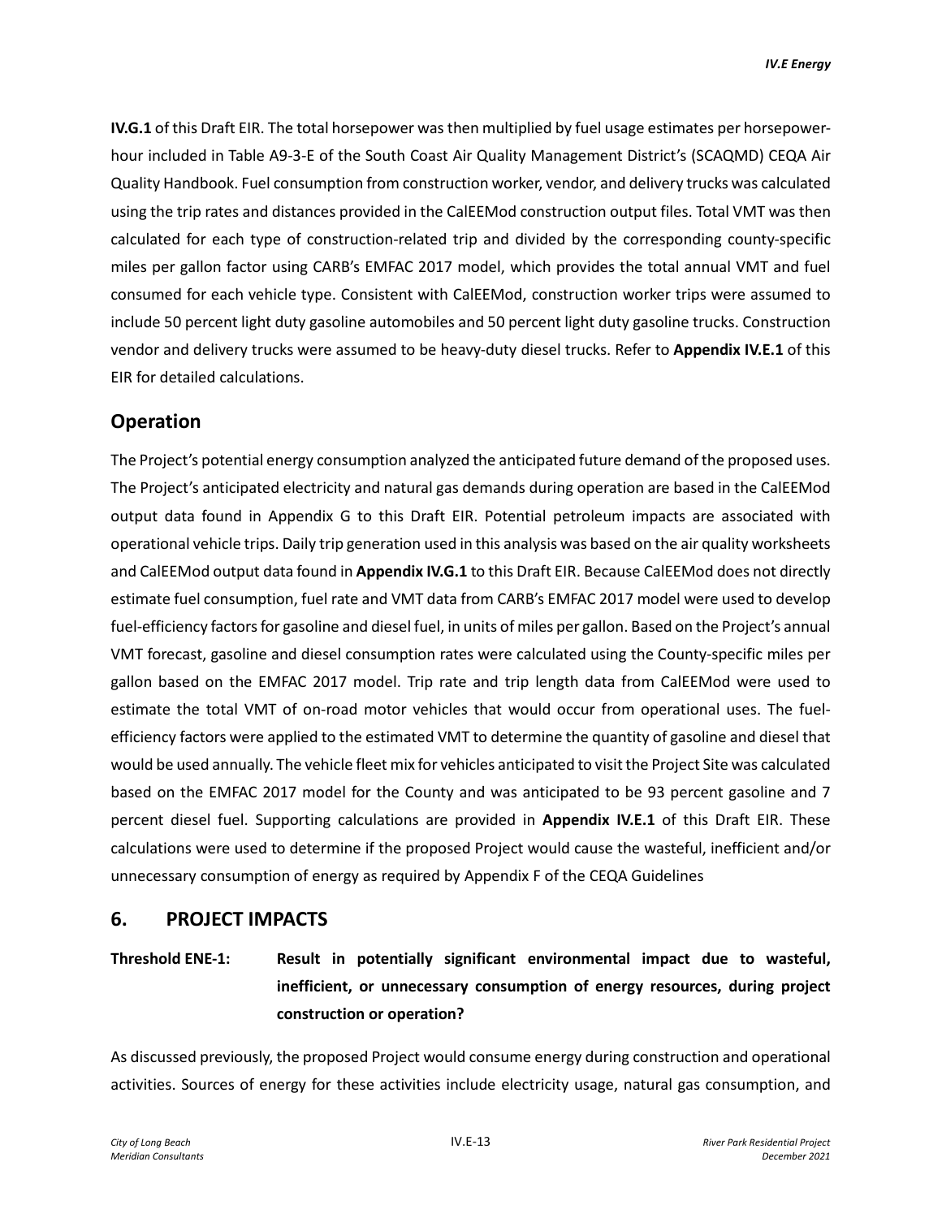**IV.G.1** of this Draft EIR. The total horsepower was then multiplied by fuel usage estimates per horsepower-hour included in Table A9-3-E of the South Coast Air Quality Management District's (SCAQMD) CEQA Air Quality Handbook. Fuel consumption from construction worker, vendor, and delivery trucks was calculated using the trip rates and distances provided in the CalEEMod construction output files. Total VMT was then calculated for each type of construction-related trip and divided by the corresponding county-specific miles per gallon factor using CARB's EMFAC 2017 model, which provides the total annual VMT and fuel consumed for each vehicle type. Consistent with CalEEMod, construction worker trips were assumed to include 50 percent light duty gasoline automobiles and 50 percent light duty gasoline trucks. Construction vendor and delivery trucks were assumed to be heavy-duty diesel trucks. Refer to **Appendix IV.E.1** of this EIR for detailed calculations.

## Operation

The Project's potential energy consumption analyzed the anticipated future demand of the proposed uses. The Project's anticipated electricity and natural gas demands during operation are based in the CalEEMod output data found in Appendix G to this Draft EIR. Potential petroleum impacts are associated with operational vehicle trips. Daily trip generation used in this analysis was based on the air quality worksheets and CalEEMod output data found in **Appendix IV.G.1** to this Draft EIR. Because CalEEMod does not directly estimate fuel consumption, fuel rate and VMT data from CARB's EMFAC 2017 model were used to develop fuel-efficiency factors for gasoline and diesel fuel, in units of miles per gallon. Based on the Project's annual VMT forecast, gasoline and diesel consumption rates were calculated using the County-specific miles per gallon based on the EMFAC 2017 model. Trip rate and trip length data from CalEEMod were used to estimate the total VMT of on-road motor vehicles that would occur from operational uses. The fuel-efficiency factors were applied to the estimated VMT to determine the quantity of gasoline and diesel that would be used annually. The vehicle fleet mix for vehicles anticipated to visit the Project Site was calculated based on the EMFAC 2017 model for the County and was anticipated to be 93 percent gasoline and 7 percent diesel fuel. Supporting calculations are provided in **Appendix IV.E.1** of this Draft EIR. These calculations were used to determine if the proposed Project would cause the wasteful, inefficient and/or unnecessary consumption of energy as required by Appendix F of the CEQA Guidelines

## 6. PROJECT IMPACTS

**Threshold ENE-1: Result in potentially significant environmental impact due to wasteful, inefficient, or unnecessary consumption of energy resources, during project construction or operation?**

As discussed previously, the proposed Project would consume energy during construction and operational activities. Sources of energy for these activities include electricity usage, natural gas consumption, and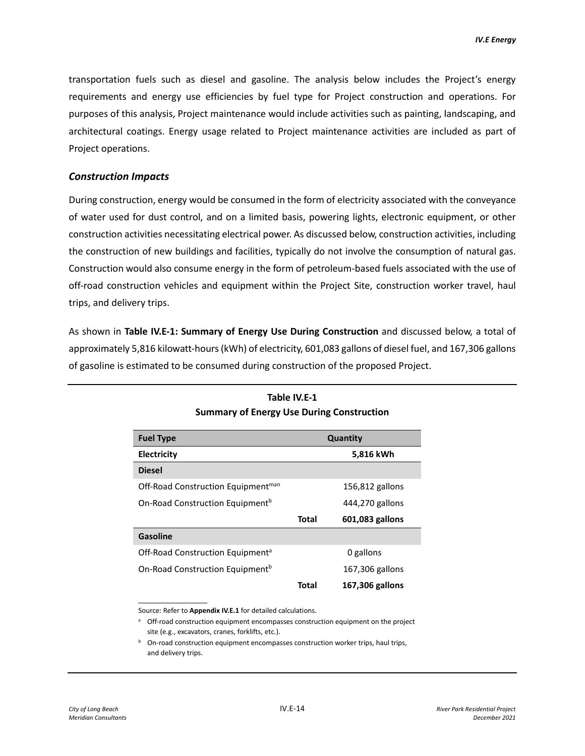transportation fuels such as diesel and gasoline. The analysis below includes the Project's energy requirements and energy use efficiencies by fuel type for Project construction and operations. For purposes of this analysis, Project maintenance would include activities such as painting, landscaping, and architectural coatings. Energy usage related to Project maintenance activities are included as part of Project operations.

### *Construction Impacts*

During construction, energy would be consumed in the form of electricity associated with the conveyance of water used for dust control, and on a limited basis, powering lights, electronic equipment, or other construction activities necessitating electrical power. As discussed below, construction activities, including the construction of new buildings and facilities, typically do not involve the consumption of natural gas. Construction would also consume energy in the form of petroleum-based fuels associated with the use of off-road construction vehicles and equipment within the Project Site, construction worker travel, haul trips, and delivery trips.

As shown in **Table IV.E-1: Summary of Energy Use During Construction** and discussed below, a total of approximately 5,816 kilowatt-hours (kWh) of electricity, 601,083 gallons of diesel fuel, and 167,306 gallons of gasoline is estimated to be consumed during construction of the proposed Project.

**Table IV.E-1**
**Summary of Energy Use During Construction**

| Fuel Type | | Quantity |
|---|---|---|
| **Electricity** | | **5,816 kWh** |
| **Diesel** | | |
| Off-Road Construction Equipment[man] | | 156,812 gallons |
| On-Road Construction Equipment[b] | | 444,270 gallons |
| | **Total** | **601,083 gallons** |
| **Gasoline** | | |
| Off-Road Construction Equipment[a] | | 0 gallons |
| On-Road Construction Equipment[b] | | 167,306 gallons |
| | **Total** | **167,306 gallons** |

Source: Refer to **Appendix IV.E.1** for detailed calculations.

[a] Off-road construction equipment encompasses construction equipment on the project site (e.g., excavators, cranes, forklifts, etc.).

[b] On-road construction equipment encompasses construction worker trips, haul trips, and delivery trips.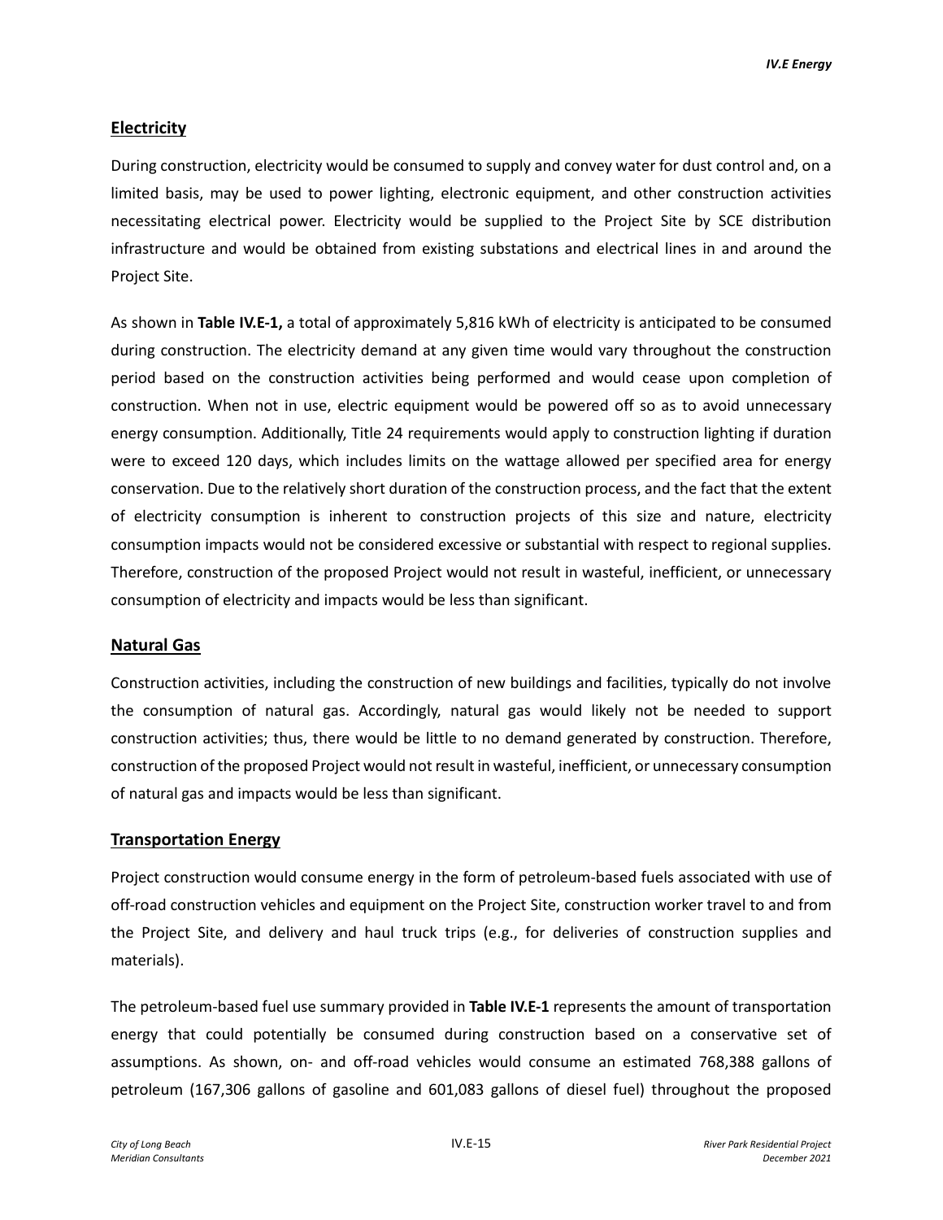## Electricity

During construction, electricity would be consumed to supply and convey water for dust control and, on a limited basis, may be used to power lighting, electronic equipment, and other construction activities necessitating electrical power. Electricity would be supplied to the Project Site by SCE distribution infrastructure and would be obtained from existing substations and electrical lines in and around the Project Site.

As shown in **Table IV.E-1,** a total of approximately 5,816 kWh of electricity is anticipated to be consumed during construction. The electricity demand at any given time would vary throughout the construction period based on the construction activities being performed and would cease upon completion of construction. When not in use, electric equipment would be powered off so as to avoid unnecessary energy consumption. Additionally, Title 24 requirements would apply to construction lighting if duration were to exceed 120 days, which includes limits on the wattage allowed per specified area for energy conservation. Due to the relatively short duration of the construction process, and the fact that the extent of electricity consumption is inherent to construction projects of this size and nature, electricity consumption impacts would not be considered excessive or substantial with respect to regional supplies. Therefore, construction of the proposed Project would not result in wasteful, inefficient, or unnecessary consumption of electricity and impacts would be less than significant.

## Natural Gas

Construction activities, including the construction of new buildings and facilities, typically do not involve the consumption of natural gas. Accordingly, natural gas would likely not be needed to support construction activities; thus, there would be little to no demand generated by construction. Therefore, construction of the proposed Project would not result in wasteful, inefficient, or unnecessary consumption of natural gas and impacts would be less than significant.

## Transportation Energy

Project construction would consume energy in the form of petroleum-based fuels associated with use of off-road construction vehicles and equipment on the Project Site, construction worker travel to and from the Project Site, and delivery and haul truck trips (e.g., for deliveries of construction supplies and materials).

The petroleum-based fuel use summary provided in **Table IV.E-1** represents the amount of transportation energy that could potentially be consumed during construction based on a conservative set of assumptions. As shown, on- and off-road vehicles would consume an estimated 768,388 gallons of petroleum (167,306 gallons of gasoline and 601,083 gallons of diesel fuel) throughout the proposed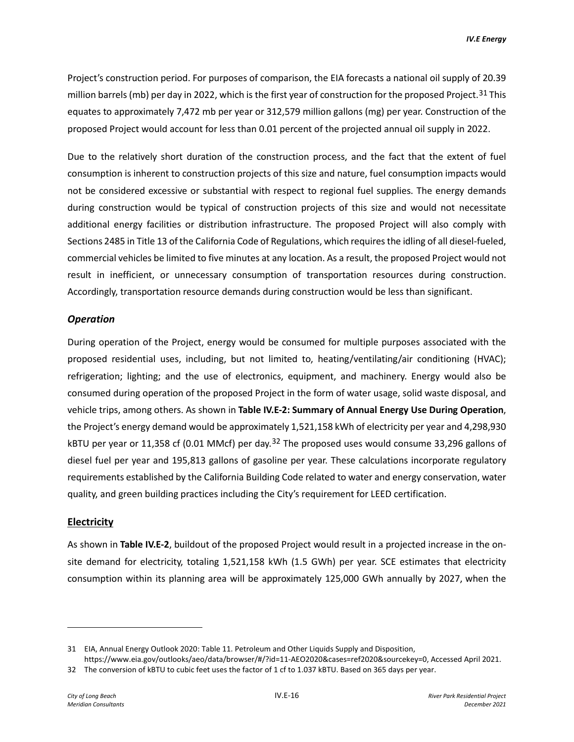Project's construction period. For purposes of comparison, the EIA forecasts a national oil supply of 20.39 million barrels (mb) per day in 2022, which is the first year of construction for the proposed Project.[31] This equates to approximately 7,472 mb per year or 312,579 million gallons (mg) per year. Construction of the proposed Project would account for less than 0.01 percent of the projected annual oil supply in 2022.

Due to the relatively short duration of the construction process, and the fact that the extent of fuel consumption is inherent to construction projects of this size and nature, fuel consumption impacts would not be considered excessive or substantial with respect to regional fuel supplies. The energy demands during construction would be typical of construction projects of this size and would not necessitate additional energy facilities or distribution infrastructure. The proposed Project will also comply with Sections 2485 in Title 13 of the California Code of Regulations, which requires the idling of all diesel-fueled, commercial vehicles be limited to five minutes at any location. As a result, the proposed Project would not result in inefficient, or unnecessary consumption of transportation resources during construction. Accordingly, transportation resource demands during construction would be less than significant.

### *Operation*

During operation of the Project, energy would be consumed for multiple purposes associated with the proposed residential uses, including, but not limited to, heating/ventilating/air conditioning (HVAC); refrigeration; lighting; and the use of electronics, equipment, and machinery. Energy would also be consumed during operation of the proposed Project in the form of water usage, solid waste disposal, and vehicle trips, among others. As shown in **Table IV.E-2: Summary of Annual Energy Use During Operation**, the Project's energy demand would be approximately 1,521,158 kWh of electricity per year and 4,298,930 kBTU per year or 11,358 cf (0.01 MMcf) per day.[32] The proposed uses would consume 33,296 gallons of diesel fuel per year and 195,813 gallons of gasoline per year. These calculations incorporate regulatory requirements established by the California Building Code related to water and energy conservation, water quality, and green building practices including the City's requirement for LEED certification.

### Electricity

As shown in **Table IV.E-2**, buildout of the proposed Project would result in a projected increase in the on-site demand for electricity, totaling 1,521,158 kWh (1.5 GWh) per year. SCE estimates that electricity consumption within its planning area will be approximately 125,000 GWh annually by 2027, when the

---

31 EIA, Annual Energy Outlook 2020: Table 11. Petroleum and Other Liquids Supply and Disposition, https://www.eia.gov/outlooks/aeo/data/browser/#/?id=11-AEO2020&cases=ref2020&sourcekey=0, Accessed April 2021.

32 The conversion of kBTU to cubic feet uses the factor of 1 cf to 1.037 kBTU. Based on 365 days per year.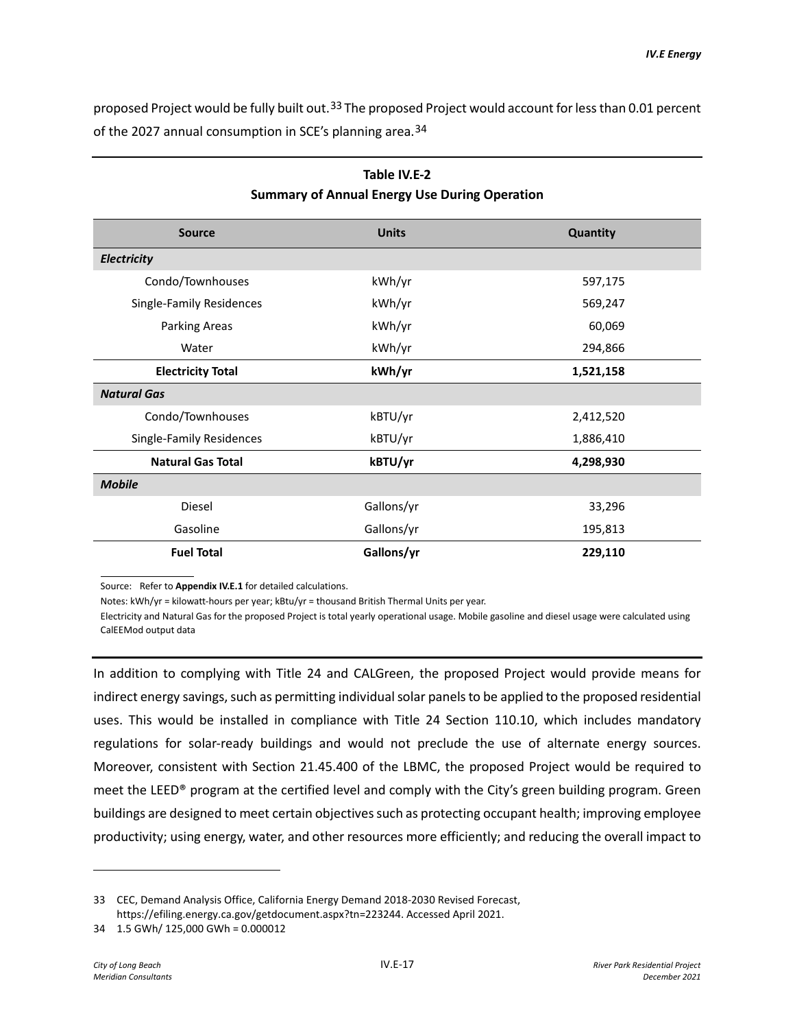proposed Project would be fully built out.[33] The proposed Project would account for less than 0.01 percent of the 2027 annual consumption in SCE's planning area.[34]

**Table IV.E-2**
**Summary of Annual Energy Use During Operation**

| Source | Units | Quantity |
|---|---|---|
| ***Electricity*** | | |
| Condo/Townhouses | kWh/yr | 597,175 |
| Single-Family Residences | kWh/yr | 569,247 |
| Parking Areas | kWh/yr | 60,069 |
| Water | kWh/yr | 294,866 |
| **Electricity Total** | **kWh/yr** | **1,521,158** |
| ***Natural Gas*** | | |
| Condo/Townhouses | kBTU/yr | 2,412,520 |
| Single-Family Residences | kBTU/yr | 1,886,410 |
| **Natural Gas Total** | **kBTU/yr** | **4,298,930** |
| ***Mobile*** | | |
| Diesel | Gallons/yr | 33,296 |
| Gasoline | Gallons/yr | 195,813 |
| **Fuel Total** | **Gallons/yr** | **229,110** |

Source: Refer to **Appendix IV.E.1** for detailed calculations.

Notes: kWh/yr = kilowatt-hours per year; kBtu/yr = thousand British Thermal Units per year.

Electricity and Natural Gas for the proposed Project is total yearly operational usage. Mobile gasoline and diesel usage were calculated using CalEEMod output data

In addition to complying with Title 24 and CALGreen, the proposed Project would provide means for indirect energy savings, such as permitting individual solar panels to be applied to the proposed residential uses. This would be installed in compliance with Title 24 Section 110.10, which includes mandatory regulations for solar-ready buildings and would not preclude the use of alternate energy sources. Moreover, consistent with Section 21.45.400 of the LBMC, the proposed Project would be required to meet the LEED® program at the certified level and comply with the City's green building program. Green buildings are designed to meet certain objectives such as protecting occupant health; improving employee productivity; using energy, water, and other resources more efficiently; and reducing the overall impact to

33 CEC, Demand Analysis Office, California Energy Demand 2018-2030 Revised Forecast, https://efiling.energy.ca.gov/getdocument.aspx?tn=223244. Accessed April 2021.

34 1.5 GWh/ 125,000 GWh = 0.000012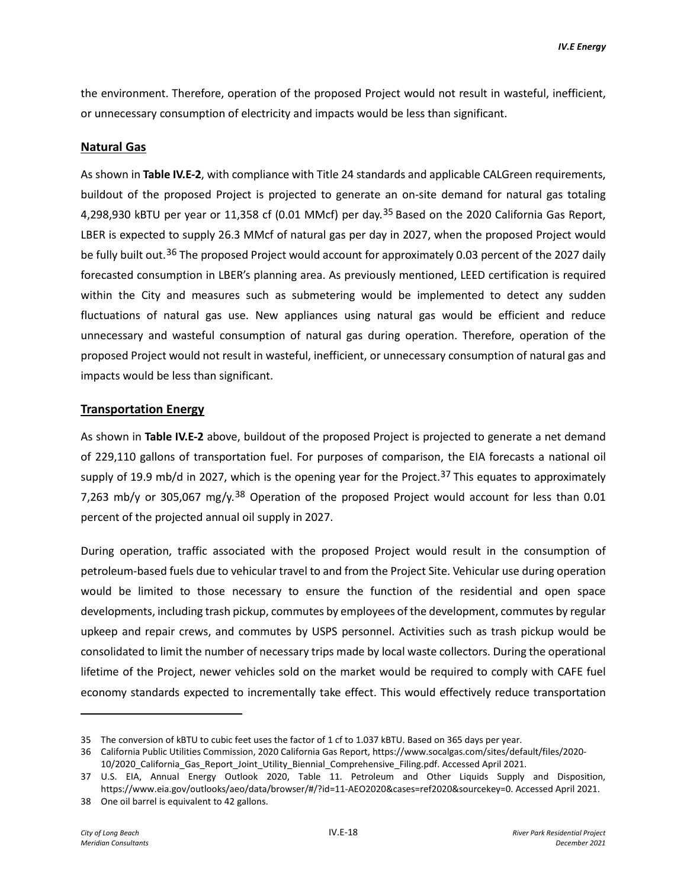the environment. Therefore, operation of the proposed Project would not result in wasteful, inefficient, or unnecessary consumption of electricity and impacts would be less than significant.

## Natural Gas

As shown in **Table IV.E-2**, with compliance with Title 24 standards and applicable CALGreen requirements, buildout of the proposed Project is projected to generate an on-site demand for natural gas totaling 4,298,930 kBTU per year or 11,358 cf (0.01 MMcf) per day.[35] Based on the 2020 California Gas Report, LBER is expected to supply 26.3 MMcf of natural gas per day in 2027, when the proposed Project would be fully built out.[36] The proposed Project would account for approximately 0.03 percent of the 2027 daily forecasted consumption in LBER's planning area. As previously mentioned, LEED certification is required within the City and measures such as submetering would be implemented to detect any sudden fluctuations of natural gas use. New appliances using natural gas would be efficient and reduce unnecessary and wasteful consumption of natural gas during operation. Therefore, operation of the proposed Project would not result in wasteful, inefficient, or unnecessary consumption of natural gas and impacts would be less than significant.

## Transportation Energy

As shown in **Table IV.E-2** above, buildout of the proposed Project is projected to generate a net demand of 229,110 gallons of transportation fuel. For purposes of comparison, the EIA forecasts a national oil supply of 19.9 mb/d in 2027, which is the opening year for the Project.[37] This equates to approximately 7,263 mb/y or 305,067 mg/y.[38] Operation of the proposed Project would account for less than 0.01 percent of the projected annual oil supply in 2027.

During operation, traffic associated with the proposed Project would result in the consumption of petroleum-based fuels due to vehicular travel to and from the Project Site. Vehicular use during operation would be limited to those necessary to ensure the function of the residential and open space developments, including trash pickup, commutes by employees of the development, commutes by regular upkeep and repair crews, and commutes by USPS personnel. Activities such as trash pickup would be consolidated to limit the number of necessary trips made by local waste collectors. During the operational lifetime of the Project, newer vehicles sold on the market would be required to comply with CAFE fuel economy standards expected to incrementally take effect. This would effectively reduce transportation

---

35 The conversion of kBTU to cubic feet uses the factor of 1 cf to 1.037 kBTU. Based on 365 days per year.

36 California Public Utilities Commission, 2020 California Gas Report, https://www.socalgas.com/sites/default/files/2020-10/2020_California_Gas_Report_Joint_Utility_Biennial_Comprehensive_Filing.pdf. Accessed April 2021.

37 U.S. EIA, Annual Energy Outlook 2020, Table 11. Petroleum and Other Liquids Supply and Disposition, https://www.eia.gov/outlooks/aeo/data/browser/#/?id=11-AEO2020&cases=ref2020&sourcekey=0. Accessed April 2021.

38 One oil barrel is equivalent to 42 gallons.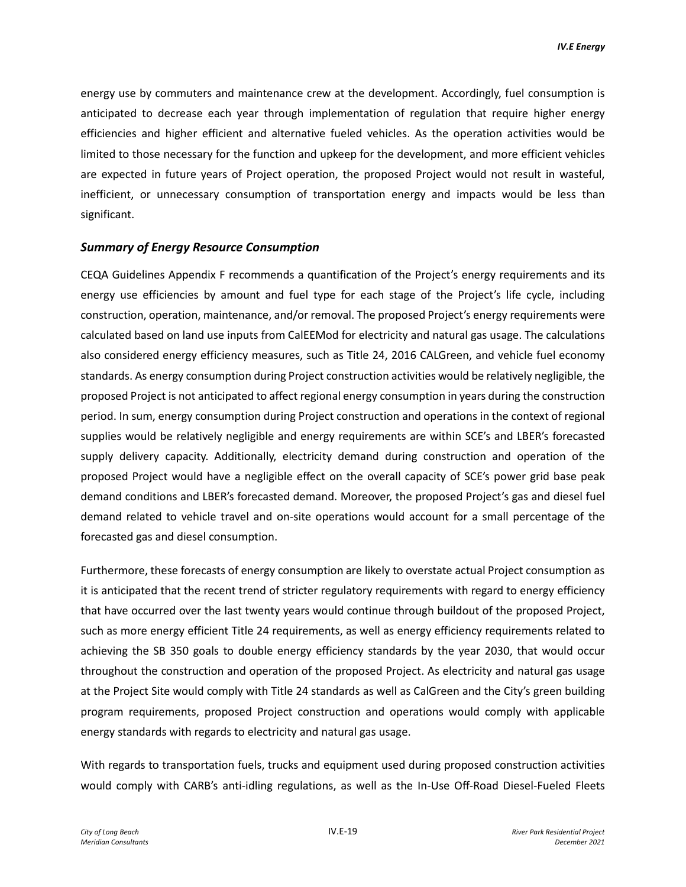energy use by commuters and maintenance crew at the development. Accordingly, fuel consumption is anticipated to decrease each year through implementation of regulation that require higher energy efficiencies and higher efficient and alternative fueled vehicles. As the operation activities would be limited to those necessary for the function and upkeep for the development, and more efficient vehicles are expected in future years of Project operation, the proposed Project would not result in wasteful, inefficient, or unnecessary consumption of transportation energy and impacts would be less than significant.

### *Summary of Energy Resource Consumption*

CEQA Guidelines Appendix F recommends a quantification of the Project's energy requirements and its energy use efficiencies by amount and fuel type for each stage of the Project's life cycle, including construction, operation, maintenance, and/or removal. The proposed Project's energy requirements were calculated based on land use inputs from CalEEMod for electricity and natural gas usage. The calculations also considered energy efficiency measures, such as Title 24, 2016 CALGreen, and vehicle fuel economy standards. As energy consumption during Project construction activities would be relatively negligible, the proposed Project is not anticipated to affect regional energy consumption in years during the construction period. In sum, energy consumption during Project construction and operations in the context of regional supplies would be relatively negligible and energy requirements are within SCE's and LBER's forecasted supply delivery capacity. Additionally, electricity demand during construction and operation of the proposed Project would have a negligible effect on the overall capacity of SCE's power grid base peak demand conditions and LBER's forecasted demand. Moreover, the proposed Project's gas and diesel fuel demand related to vehicle travel and on-site operations would account for a small percentage of the forecasted gas and diesel consumption.

Furthermore, these forecasts of energy consumption are likely to overstate actual Project consumption as it is anticipated that the recent trend of stricter regulatory requirements with regard to energy efficiency that have occurred over the last twenty years would continue through buildout of the proposed Project, such as more energy efficient Title 24 requirements, as well as energy efficiency requirements related to achieving the SB 350 goals to double energy efficiency standards by the year 2030, that would occur throughout the construction and operation of the proposed Project. As electricity and natural gas usage at the Project Site would comply with Title 24 standards as well as CalGreen and the City's green building program requirements, proposed Project construction and operations would comply with applicable energy standards with regards to electricity and natural gas usage.

With regards to transportation fuels, trucks and equipment used during proposed construction activities would comply with CARB's anti-idling regulations, as well as the In-Use Off-Road Diesel-Fueled Fleets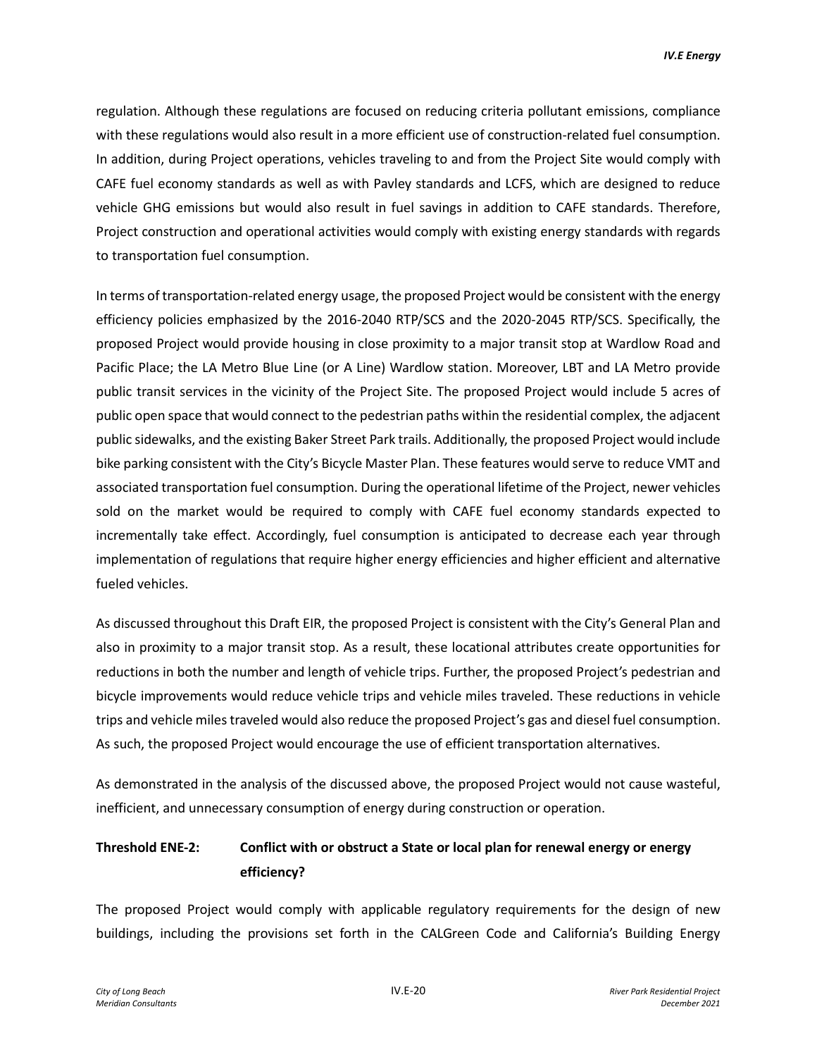regulation. Although these regulations are focused on reducing criteria pollutant emissions, compliance with these regulations would also result in a more efficient use of construction-related fuel consumption. In addition, during Project operations, vehicles traveling to and from the Project Site would comply with CAFE fuel economy standards as well as with Pavley standards and LCFS, which are designed to reduce vehicle GHG emissions but would also result in fuel savings in addition to CAFE standards. Therefore, Project construction and operational activities would comply with existing energy standards with regards to transportation fuel consumption.

In terms of transportation-related energy usage, the proposed Project would be consistent with the energy efficiency policies emphasized by the 2016-2040 RTP/SCS and the 2020-2045 RTP/SCS. Specifically, the proposed Project would provide housing in close proximity to a major transit stop at Wardlow Road and Pacific Place; the LA Metro Blue Line (or A Line) Wardlow station. Moreover, LBT and LA Metro provide public transit services in the vicinity of the Project Site. The proposed Project would include 5 acres of public open space that would connect to the pedestrian paths within the residential complex, the adjacent public sidewalks, and the existing Baker Street Park trails. Additionally, the proposed Project would include bike parking consistent with the City's Bicycle Master Plan. These features would serve to reduce VMT and associated transportation fuel consumption. During the operational lifetime of the Project, newer vehicles sold on the market would be required to comply with CAFE fuel economy standards expected to incrementally take effect. Accordingly, fuel consumption is anticipated to decrease each year through implementation of regulations that require higher energy efficiencies and higher efficient and alternative fueled vehicles.

As discussed throughout this Draft EIR, the proposed Project is consistent with the City's General Plan and also in proximity to a major transit stop. As a result, these locational attributes create opportunities for reductions in both the number and length of vehicle trips. Further, the proposed Project's pedestrian and bicycle improvements would reduce vehicle trips and vehicle miles traveled. These reductions in vehicle trips and vehicle miles traveled would also reduce the proposed Project's gas and diesel fuel consumption. As such, the proposed Project would encourage the use of efficient transportation alternatives.

As demonstrated in the analysis of the discussed above, the proposed Project would not cause wasteful, inefficient, and unnecessary consumption of energy during construction or operation.

**Threshold ENE-2: Conflict with or obstruct a State or local plan for renewal energy or energy efficiency?**

The proposed Project would comply with applicable regulatory requirements for the design of new buildings, including the provisions set forth in the CALGreen Code and California's Building Energy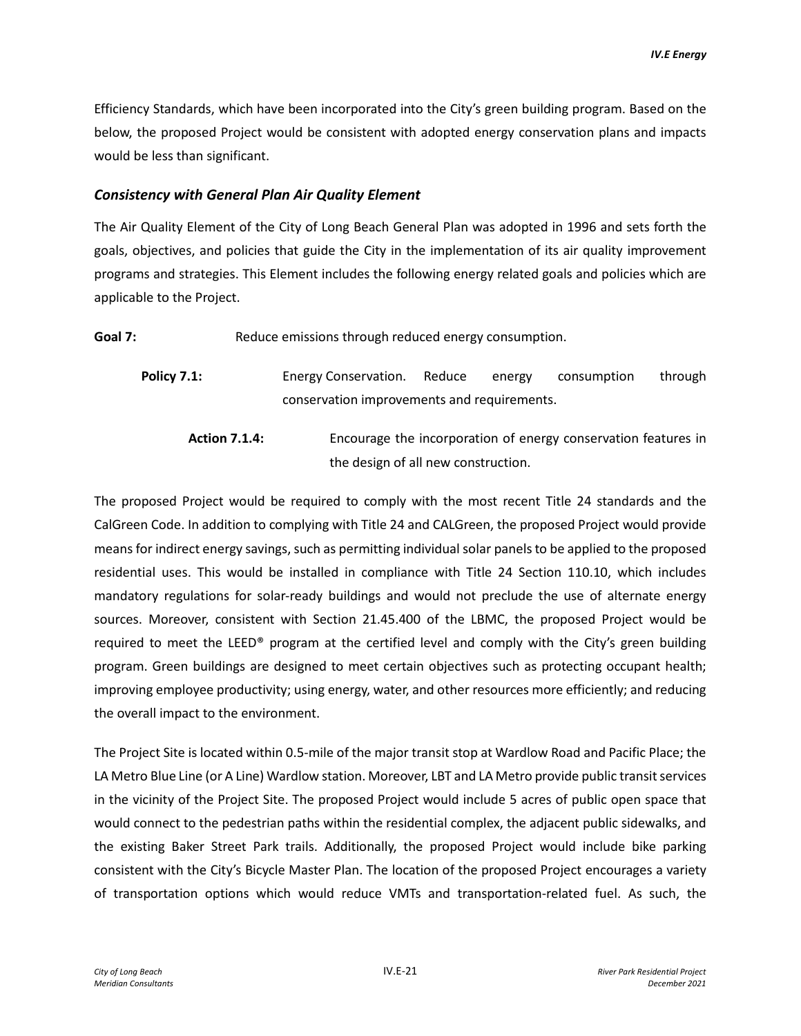Efficiency Standards, which have been incorporated into the City's green building program. Based on the below, the proposed Project would be consistent with adopted energy conservation plans and impacts would be less than significant.

### *Consistency with General Plan Air Quality Element*

The Air Quality Element of the City of Long Beach General Plan was adopted in 1996 and sets forth the goals, objectives, and policies that guide the City in the implementation of its air quality improvement programs and strategies. This Element includes the following energy related goals and policies which are applicable to the Project.

**Goal 7:** Reduce emissions through reduced energy consumption.

**Policy 7.1:** Energy Conservation. Reduce energy consumption through conservation improvements and requirements.

**Action 7.1.4:** Encourage the incorporation of energy conservation features in the design of all new construction.

The proposed Project would be required to comply with the most recent Title 24 standards and the CalGreen Code. In addition to complying with Title 24 and CALGreen, the proposed Project would provide means for indirect energy savings, such as permitting individual solar panels to be applied to the proposed residential uses. This would be installed in compliance with Title 24 Section 110.10, which includes mandatory regulations for solar-ready buildings and would not preclude the use of alternate energy sources. Moreover, consistent with Section 21.45.400 of the LBMC, the proposed Project would be required to meet the LEED® program at the certified level and comply with the City's green building program. Green buildings are designed to meet certain objectives such as protecting occupant health; improving employee productivity; using energy, water, and other resources more efficiently; and reducing the overall impact to the environment.

The Project Site is located within 0.5-mile of the major transit stop at Wardlow Road and Pacific Place; the LA Metro Blue Line (or A Line) Wardlow station. Moreover, LBT and LA Metro provide public transit services in the vicinity of the Project Site. The proposed Project would include 5 acres of public open space that would connect to the pedestrian paths within the residential complex, the adjacent public sidewalks, and the existing Baker Street Park trails. Additionally, the proposed Project would include bike parking consistent with the City's Bicycle Master Plan. The location of the proposed Project encourages a variety of transportation options which would reduce VMTs and transportation-related fuel. As such, the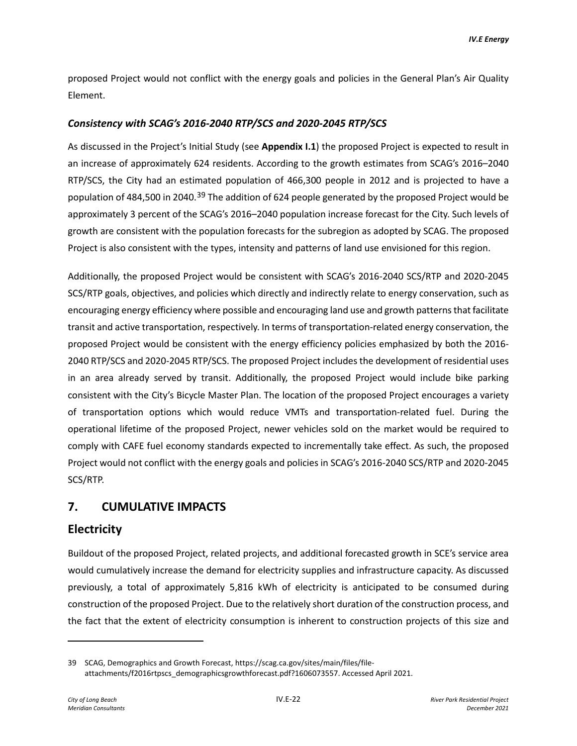proposed Project would not conflict with the energy goals and policies in the General Plan's Air Quality Element.

### *Consistency with SCAG's 2016-2040 RTP/SCS and 2020-2045 RTP/SCS*

As discussed in the Project's Initial Study (see **Appendix I.1**) the proposed Project is expected to result in an increase of approximately 624 residents. According to the growth estimates from SCAG's 2016–2040 RTP/SCS, the City had an estimated population of 466,300 people in 2012 and is projected to have a population of 484,500 in 2040.[39] The addition of 624 people generated by the proposed Project would be approximately 3 percent of the SCAG's 2016–2040 population increase forecast for the City. Such levels of growth are consistent with the population forecasts for the subregion as adopted by SCAG. The proposed Project is also consistent with the types, intensity and patterns of land use envisioned for this region.

Additionally, the proposed Project would be consistent with SCAG's 2016-2040 SCS/RTP and 2020-2045 SCS/RTP goals, objectives, and policies which directly and indirectly relate to energy conservation, such as encouraging energy efficiency where possible and encouraging land use and growth patterns that facilitate transit and active transportation, respectively. In terms of transportation-related energy conservation, the proposed Project would be consistent with the energy efficiency policies emphasized by both the 2016-2040 RTP/SCS and 2020-2045 RTP/SCS. The proposed Project includes the development of residential uses in an area already served by transit. Additionally, the proposed Project would include bike parking consistent with the City's Bicycle Master Plan. The location of the proposed Project encourages a variety of transportation options which would reduce VMTs and transportation-related fuel. During the operational lifetime of the proposed Project, newer vehicles sold on the market would be required to comply with CAFE fuel economy standards expected to incrementally take effect. As such, the proposed Project would not conflict with the energy goals and policies in SCAG's 2016-2040 SCS/RTP and 2020-2045 SCS/RTP.

## 7. CUMULATIVE IMPACTS

## Electricity

Buildout of the proposed Project, related projects, and additional forecasted growth in SCE's service area would cumulatively increase the demand for electricity supplies and infrastructure capacity. As discussed previously, a total of approximately 5,816 kWh of electricity is anticipated to be consumed during construction of the proposed Project. Due to the relatively short duration of the construction process, and the fact that the extent of electricity consumption is inherent to construction projects of this size and

---

39 SCAG, Demographics and Growth Forecast, https://scag.ca.gov/sites/main/files/file-attachments/f2016rtpscs_demographicsgrowthforecast.pdf?1606073557. Accessed April 2021.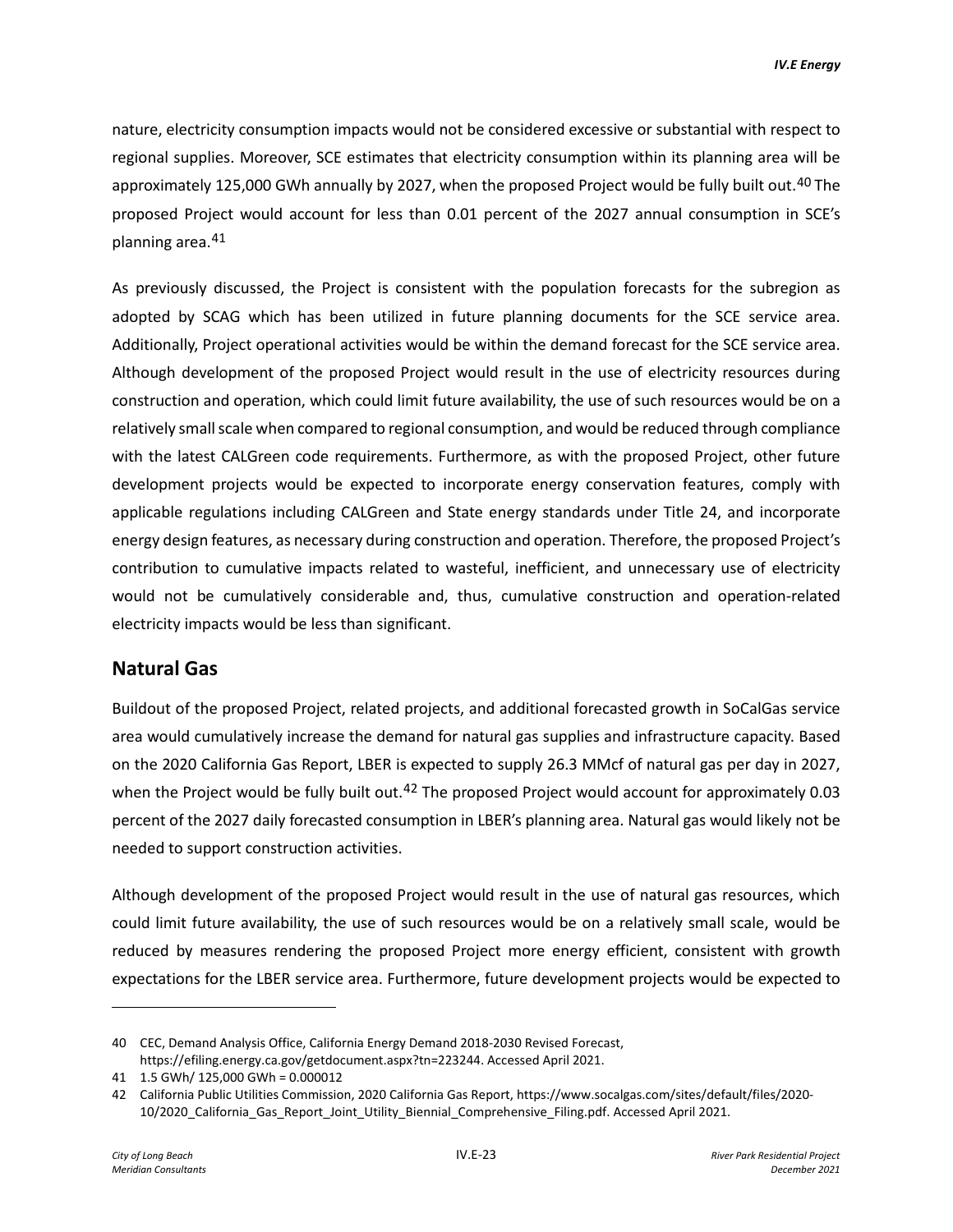nature, electricity consumption impacts would not be considered excessive or substantial with respect to regional supplies. Moreover, SCE estimates that electricity consumption within its planning area will be approximately 125,000 GWh annually by 2027, when the proposed Project would be fully built out.[40] The proposed Project would account for less than 0.01 percent of the 2027 annual consumption in SCE's planning area.[41]

As previously discussed, the Project is consistent with the population forecasts for the subregion as adopted by SCAG which has been utilized in future planning documents for the SCE service area. Additionally, Project operational activities would be within the demand forecast for the SCE service area. Although development of the proposed Project would result in the use of electricity resources during construction and operation, which could limit future availability, the use of such resources would be on a relatively small scale when compared to regional consumption, and would be reduced through compliance with the latest CALGreen code requirements. Furthermore, as with the proposed Project, other future development projects would be expected to incorporate energy conservation features, comply with applicable regulations including CALGreen and State energy standards under Title 24, and incorporate energy design features, as necessary during construction and operation. Therefore, the proposed Project's contribution to cumulative impacts related to wasteful, inefficient, and unnecessary use of electricity would not be cumulatively considerable and, thus, cumulative construction and operation-related electricity impacts would be less than significant.

## Natural Gas

Buildout of the proposed Project, related projects, and additional forecasted growth in SoCalGas service area would cumulatively increase the demand for natural gas supplies and infrastructure capacity. Based on the 2020 California Gas Report, LBER is expected to supply 26.3 MMcf of natural gas per day in 2027, when the Project would be fully built out.[42] The proposed Project would account for approximately 0.03 percent of the 2027 daily forecasted consumption in LBER's planning area. Natural gas would likely not be needed to support construction activities.

Although development of the proposed Project would result in the use of natural gas resources, which could limit future availability, the use of such resources would be on a relatively small scale, would be reduced by measures rendering the proposed Project more energy efficient, consistent with growth expectations for the LBER service area. Furthermore, future development projects would be expected to

---

40 CEC, Demand Analysis Office, California Energy Demand 2018-2030 Revised Forecast, https://efiling.energy.ca.gov/getdocument.aspx?tn=223244. Accessed April 2021.

41 1.5 GWh/ 125,000 GWh = 0.000012

42 California Public Utilities Commission, 2020 California Gas Report, https://www.socalgas.com/sites/default/files/2020-10/2020_California_Gas_Report_Joint_Utility_Biennial_Comprehensive_Filing.pdf. Accessed April 2021.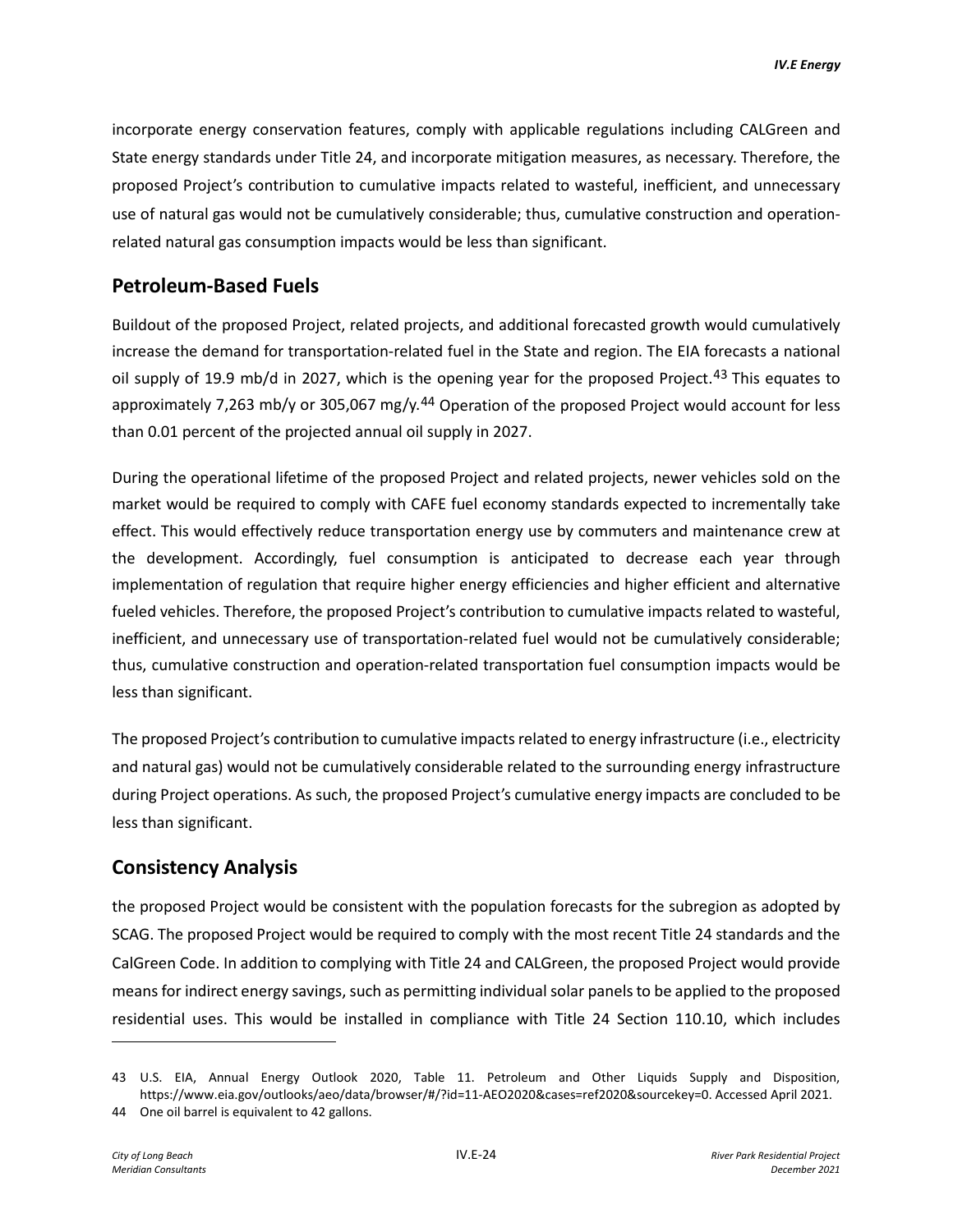incorporate energy conservation features, comply with applicable regulations including CALGreen and State energy standards under Title 24, and incorporate mitigation measures, as necessary. Therefore, the proposed Project's contribution to cumulative impacts related to wasteful, inefficient, and unnecessary use of natural gas would not be cumulatively considerable; thus, cumulative construction and operation-related natural gas consumption impacts would be less than significant.

## Petroleum-Based Fuels

Buildout of the proposed Project, related projects, and additional forecasted growth would cumulatively increase the demand for transportation-related fuel in the State and region. The EIA forecasts a national oil supply of 19.9 mb/d in 2027, which is the opening year for the proposed Project.[43] This equates to approximately 7,263 mb/y or 305,067 mg/y.[44] Operation of the proposed Project would account for less than 0.01 percent of the projected annual oil supply in 2027.

During the operational lifetime of the proposed Project and related projects, newer vehicles sold on the market would be required to comply with CAFE fuel economy standards expected to incrementally take effect. This would effectively reduce transportation energy use by commuters and maintenance crew at the development. Accordingly, fuel consumption is anticipated to decrease each year through implementation of regulation that require higher energy efficiencies and higher efficient and alternative fueled vehicles. Therefore, the proposed Project's contribution to cumulative impacts related to wasteful, inefficient, and unnecessary use of transportation-related fuel would not be cumulatively considerable; thus, cumulative construction and operation-related transportation fuel consumption impacts would be less than significant.

The proposed Project's contribution to cumulative impacts related to energy infrastructure (i.e., electricity and natural gas) would not be cumulatively considerable related to the surrounding energy infrastructure during Project operations. As such, the proposed Project's cumulative energy impacts are concluded to be less than significant.

## Consistency Analysis

the proposed Project would be consistent with the population forecasts for the subregion as adopted by SCAG. The proposed Project would be required to comply with the most recent Title 24 standards and the CalGreen Code. In addition to complying with Title 24 and CALGreen, the proposed Project would provide means for indirect energy savings, such as permitting individual solar panels to be applied to the proposed residential uses. This would be installed in compliance with Title 24 Section 110.10, which includes

---

43 U.S. EIA, Annual Energy Outlook 2020, Table 11. Petroleum and Other Liquids Supply and Disposition, https://www.eia.gov/outlooks/aeo/data/browser/#/?id=11-AEO2020&cases=ref2020&sourcekey=0. Accessed April 2021.

44 One oil barrel is equivalent to 42 gallons.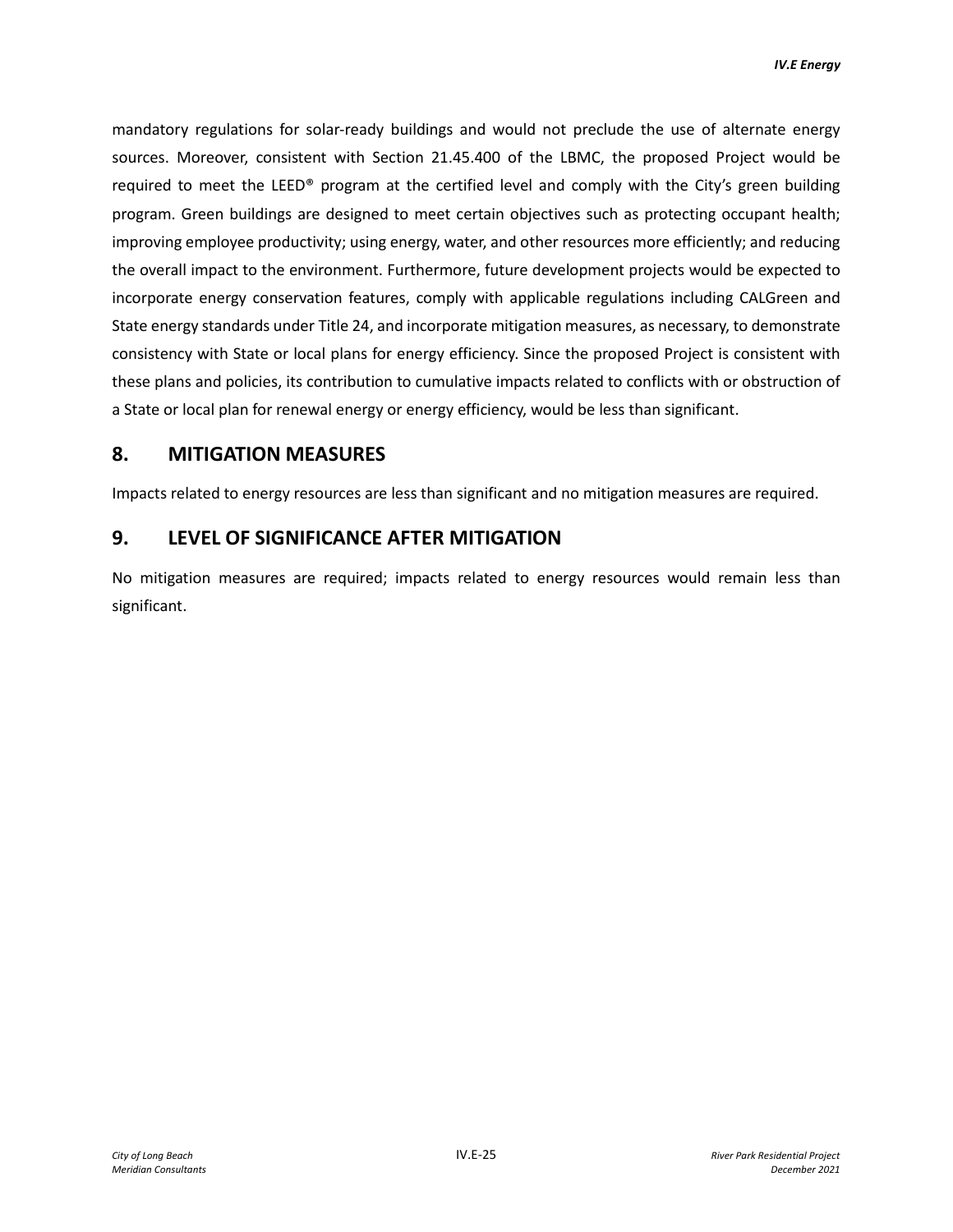mandatory regulations for solar-ready buildings and would not preclude the use of alternate energy sources. Moreover, consistent with Section 21.45.400 of the LBMC, the proposed Project would be required to meet the LEED® program at the certified level and comply with the City's green building program. Green buildings are designed to meet certain objectives such as protecting occupant health; improving employee productivity; using energy, water, and other resources more efficiently; and reducing the overall impact to the environment. Furthermore, future development projects would be expected to incorporate energy conservation features, comply with applicable regulations including CALGreen and State energy standards under Title 24, and incorporate mitigation measures, as necessary, to demonstrate consistency with State or local plans for energy efficiency. Since the proposed Project is consistent with these plans and policies, its contribution to cumulative impacts related to conflicts with or obstruction of a State or local plan for renewal energy or energy efficiency, would be less than significant.

## 8. MITIGATION MEASURES

Impacts related to energy resources are less than significant and no mitigation measures are required.

## 9. LEVEL OF SIGNIFICANCE AFTER MITIGATION

No mitigation measures are required; impacts related to energy resources would remain less than significant.